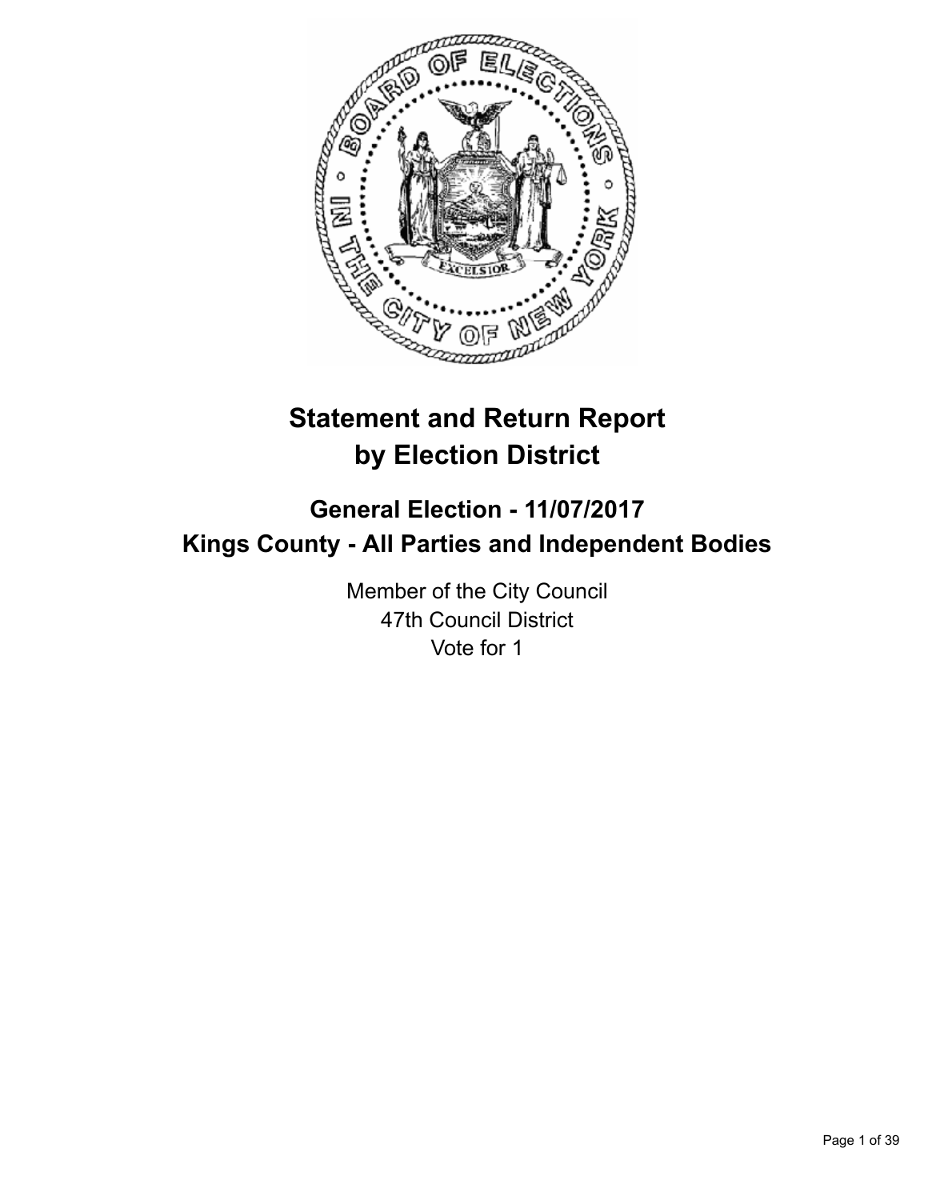# Statement and Return Report by Election District

## General Election - 11/07/2017
## Kings County - All Parties and Independent Bodies

Member of the City Council
47th Council District
Vote for 1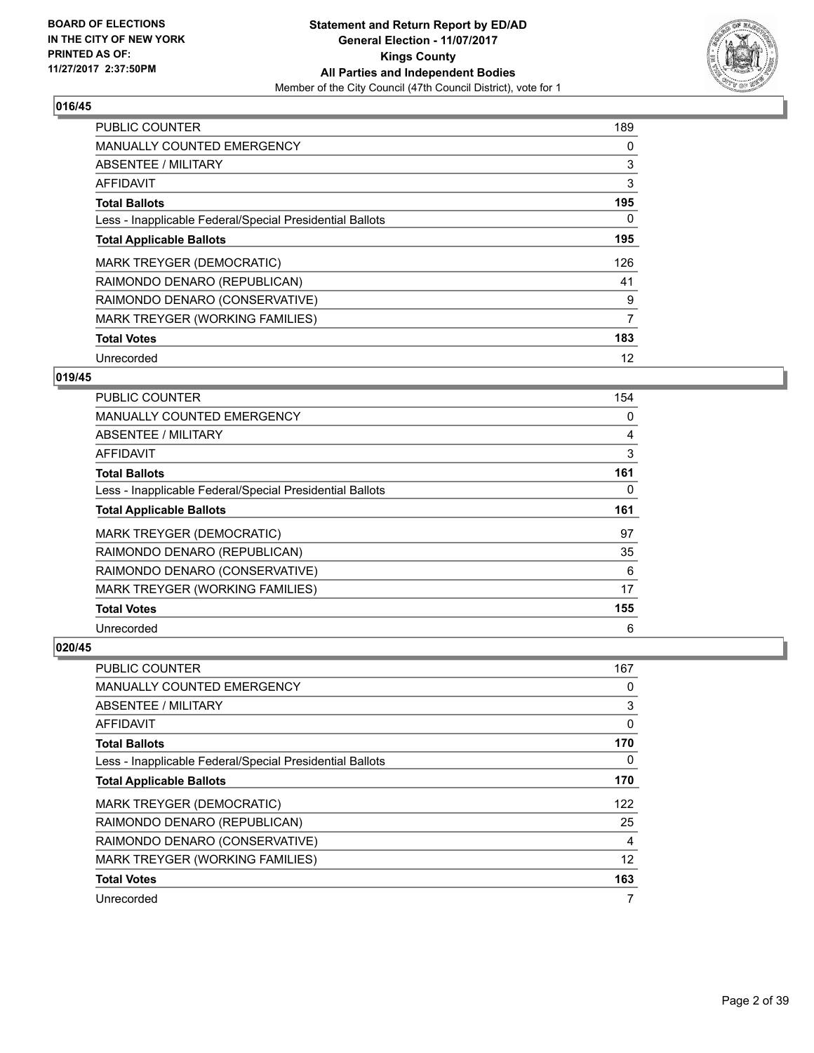**BOARD OF ELECTIONS IN THE CITY OF NEW YORK PRINTED AS OF: 11/27/2017 2:37:50PM**

**Statement and Return Report by ED/AD General Election - 11/07/2017 Kings County All Parties and Independent Bodies**
Member of the City Council (47th Council District), vote for 1

## 016/45

| | |
|---|---|
| PUBLIC COUNTER | 189 |
| MANUALLY COUNTED EMERGENCY | 0 |
| ABSENTEE / MILITARY | 3 |
| AFFIDAVIT | 3 |
| **Total Ballots** | **195** |
| Less - Inapplicable Federal/Special Presidential Ballots | 0 |
| **Total Applicable Ballots** | **195** |
| MARK TREYGER (DEMOCRATIC) | 126 |
| RAIMONDO DENARO (REPUBLICAN) | 41 |
| RAIMONDO DENARO (CONSERVATIVE) | 9 |
| MARK TREYGER (WORKING FAMILIES) | 7 |
| **Total Votes** | **183** |
| Unrecorded | 12 |

## 019/45

| | |
|---|---|
| PUBLIC COUNTER | 154 |
| MANUALLY COUNTED EMERGENCY | 0 |
| ABSENTEE / MILITARY | 4 |
| AFFIDAVIT | 3 |
| **Total Ballots** | **161** |
| Less - Inapplicable Federal/Special Presidential Ballots | 0 |
| **Total Applicable Ballots** | **161** |
| MARK TREYGER (DEMOCRATIC) | 97 |
| RAIMONDO DENARO (REPUBLICAN) | 35 |
| RAIMONDO DENARO (CONSERVATIVE) | 6 |
| MARK TREYGER (WORKING FAMILIES) | 17 |
| **Total Votes** | **155** |
| Unrecorded | 6 |

## 020/45

| | |
|---|---|
| PUBLIC COUNTER | 167 |
| MANUALLY COUNTED EMERGENCY | 0 |
| ABSENTEE / MILITARY | 3 |
| AFFIDAVIT | 0 |
| **Total Ballots** | **170** |
| Less - Inapplicable Federal/Special Presidential Ballots | 0 |
| **Total Applicable Ballots** | **170** |
| MARK TREYGER (DEMOCRATIC) | 122 |
| RAIMONDO DENARO (REPUBLICAN) | 25 |
| RAIMONDO DENARO (CONSERVATIVE) | 4 |
| MARK TREYGER (WORKING FAMILIES) | 12 |
| **Total Votes** | **163** |
| Unrecorded | 7 |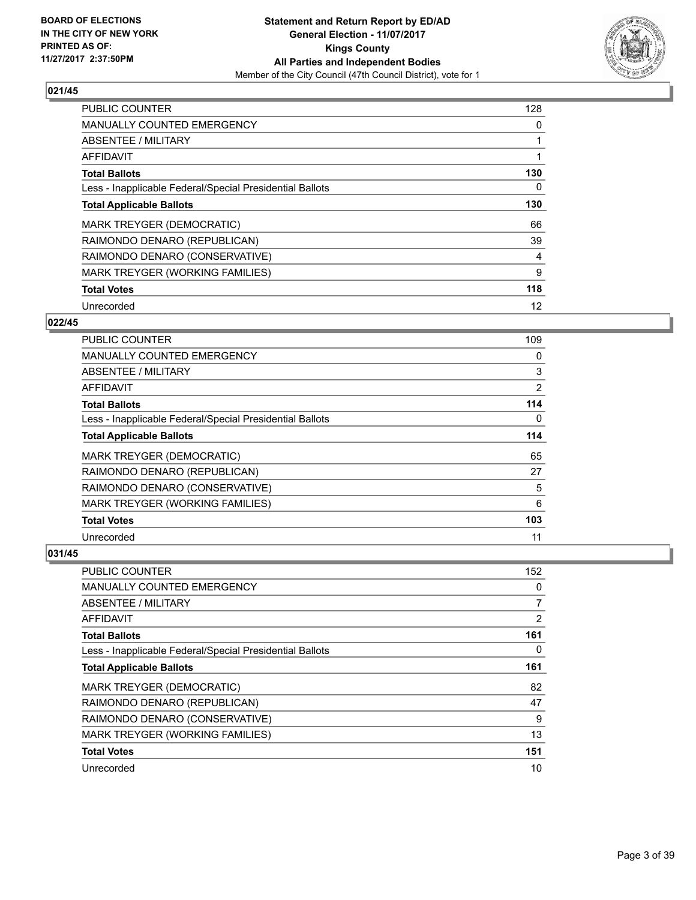BOARD OF ELECTIONS
IN THE CITY OF NEW YORK
PRINTED AS OF:
11/27/2017 2:37:50PM

**Statement and Return Report by ED/AD**
**General Election - 11/07/2017**
**Kings County**
**All Parties and Independent Bodies**
Member of the City Council (47th Council District), vote for 1

### 021/45

| | |
|---|---|
| PUBLIC COUNTER | 128 |
| MANUALLY COUNTED EMERGENCY | 0 |
| ABSENTEE / MILITARY | 1 |
| AFFIDAVIT | 1 |
| **Total Ballots** | **130** |
| Less - Inapplicable Federal/Special Presidential Ballots | 0 |
| **Total Applicable Ballots** | **130** |
| MARK TREYGER (DEMOCRATIC) | 66 |
| RAIMONDO DENARO (REPUBLICAN) | 39 |
| RAIMONDO DENARO (CONSERVATIVE) | 4 |
| MARK TREYGER (WORKING FAMILIES) | 9 |
| **Total Votes** | **118** |
| Unrecorded | 12 |

### 022/45

| | |
|---|---|
| PUBLIC COUNTER | 109 |
| MANUALLY COUNTED EMERGENCY | 0 |
| ABSENTEE / MILITARY | 3 |
| AFFIDAVIT | 2 |
| **Total Ballots** | **114** |
| Less - Inapplicable Federal/Special Presidential Ballots | 0 |
| **Total Applicable Ballots** | **114** |
| MARK TREYGER (DEMOCRATIC) | 65 |
| RAIMONDO DENARO (REPUBLICAN) | 27 |
| RAIMONDO DENARO (CONSERVATIVE) | 5 |
| MARK TREYGER (WORKING FAMILIES) | 6 |
| **Total Votes** | **103** |
| Unrecorded | 11 |

### 031/45

| | |
|---|---|
| PUBLIC COUNTER | 152 |
| MANUALLY COUNTED EMERGENCY | 0 |
| ABSENTEE / MILITARY | 7 |
| AFFIDAVIT | 2 |
| **Total Ballots** | **161** |
| Less - Inapplicable Federal/Special Presidential Ballots | 0 |
| **Total Applicable Ballots** | **161** |
| MARK TREYGER (DEMOCRATIC) | 82 |
| RAIMONDO DENARO (REPUBLICAN) | 47 |
| RAIMONDO DENARO (CONSERVATIVE) | 9 |
| MARK TREYGER (WORKING FAMILIES) | 13 |
| **Total Votes** | **151** |
| Unrecorded | 10 |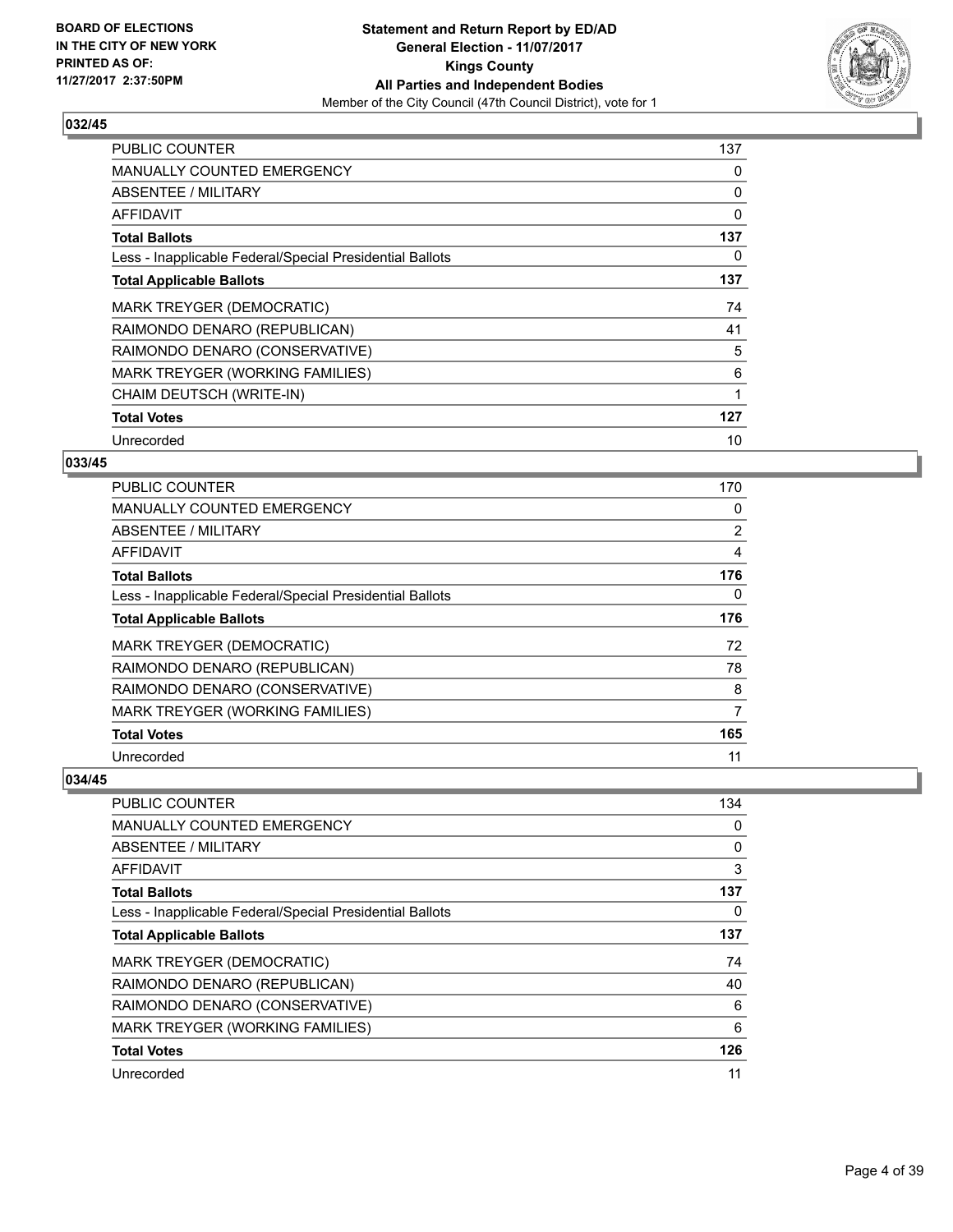**Statement and Return Report by ED/AD**
**General Election - 11/07/2017**
**Kings County**
**All Parties and Independent Bodies**
Member of the City Council (47th Council District), vote for 1

BOARD OF ELECTIONS
IN THE CITY OF NEW YORK
PRINTED AS OF:
11/27/2017 2:37:50PM

### 032/45

| | |
|---|---|
| PUBLIC COUNTER | 137 |
| MANUALLY COUNTED EMERGENCY | 0 |
| ABSENTEE / MILITARY | 0 |
| AFFIDAVIT | 0 |
| **Total Ballots** | **137** |
| Less - Inapplicable Federal/Special Presidential Ballots | 0 |
| **Total Applicable Ballots** | **137** |
| MARK TREYGER (DEMOCRATIC) | 74 |
| RAIMONDO DENARO (REPUBLICAN) | 41 |
| RAIMONDO DENARO (CONSERVATIVE) | 5 |
| MARK TREYGER (WORKING FAMILIES) | 6 |
| CHAIM DEUTSCH (WRITE-IN) | 1 |
| **Total Votes** | **127** |
| Unrecorded | 10 |

### 033/45

| | |
|---|---|
| PUBLIC COUNTER | 170 |
| MANUALLY COUNTED EMERGENCY | 0 |
| ABSENTEE / MILITARY | 2 |
| AFFIDAVIT | 4 |
| **Total Ballots** | **176** |
| Less - Inapplicable Federal/Special Presidential Ballots | 0 |
| **Total Applicable Ballots** | **176** |
| MARK TREYGER (DEMOCRATIC) | 72 |
| RAIMONDO DENARO (REPUBLICAN) | 78 |
| RAIMONDO DENARO (CONSERVATIVE) | 8 |
| MARK TREYGER (WORKING FAMILIES) | 7 |
| **Total Votes** | **165** |
| Unrecorded | 11 |

### 034/45

| | |
|---|---|
| PUBLIC COUNTER | 134 |
| MANUALLY COUNTED EMERGENCY | 0 |
| ABSENTEE / MILITARY | 0 |
| AFFIDAVIT | 3 |
| **Total Ballots** | **137** |
| Less - Inapplicable Federal/Special Presidential Ballots | 0 |
| **Total Applicable Ballots** | **137** |
| MARK TREYGER (DEMOCRATIC) | 74 |
| RAIMONDO DENARO (REPUBLICAN) | 40 |
| RAIMONDO DENARO (CONSERVATIVE) | 6 |
| MARK TREYGER (WORKING FAMILIES) | 6 |
| **Total Votes** | **126** |
| Unrecorded | 11 |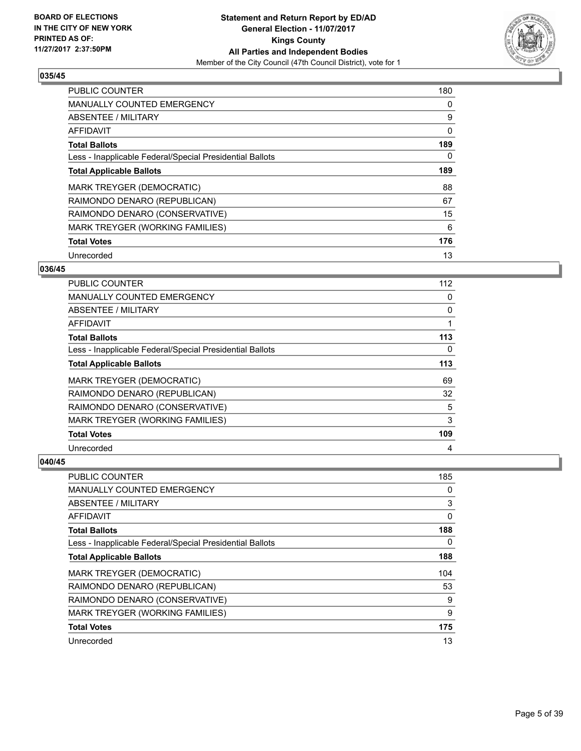**BOARD OF ELECTIONS IN THE CITY OF NEW YORK PRINTED AS OF: 11/27/2017 2:37:50PM**

**Statement and Return Report by ED/AD General Election - 11/07/2017 Kings County All Parties and Independent Bodies**
Member of the City Council (47th Council District), vote for 1

### 035/45

| | |
|---|---|
| PUBLIC COUNTER | 180 |
| MANUALLY COUNTED EMERGENCY | 0 |
| ABSENTEE / MILITARY | 9 |
| AFFIDAVIT | 0 |
| **Total Ballots** | **189** |
| Less - Inapplicable Federal/Special Presidential Ballots | 0 |
| **Total Applicable Ballots** | **189** |
| MARK TREYGER (DEMOCRATIC) | 88 |
| RAIMONDO DENARO (REPUBLICAN) | 67 |
| RAIMONDO DENARO (CONSERVATIVE) | 15 |
| MARK TREYGER (WORKING FAMILIES) | 6 |
| **Total Votes** | **176** |
| Unrecorded | 13 |

### 036/45

| | |
|---|---|
| PUBLIC COUNTER | 112 |
| MANUALLY COUNTED EMERGENCY | 0 |
| ABSENTEE / MILITARY | 0 |
| AFFIDAVIT | 1 |
| **Total Ballots** | **113** |
| Less - Inapplicable Federal/Special Presidential Ballots | 0 |
| **Total Applicable Ballots** | **113** |
| MARK TREYGER (DEMOCRATIC) | 69 |
| RAIMONDO DENARO (REPUBLICAN) | 32 |
| RAIMONDO DENARO (CONSERVATIVE) | 5 |
| MARK TREYGER (WORKING FAMILIES) | 3 |
| **Total Votes** | **109** |
| Unrecorded | 4 |

### 040/45

| | |
|---|---|
| PUBLIC COUNTER | 185 |
| MANUALLY COUNTED EMERGENCY | 0 |
| ABSENTEE / MILITARY | 3 |
| AFFIDAVIT | 0 |
| **Total Ballots** | **188** |
| Less - Inapplicable Federal/Special Presidential Ballots | 0 |
| **Total Applicable Ballots** | **188** |
| MARK TREYGER (DEMOCRATIC) | 104 |
| RAIMONDO DENARO (REPUBLICAN) | 53 |
| RAIMONDO DENARO (CONSERVATIVE) | 9 |
| MARK TREYGER (WORKING FAMILIES) | 9 |
| **Total Votes** | **175** |
| Unrecorded | 13 |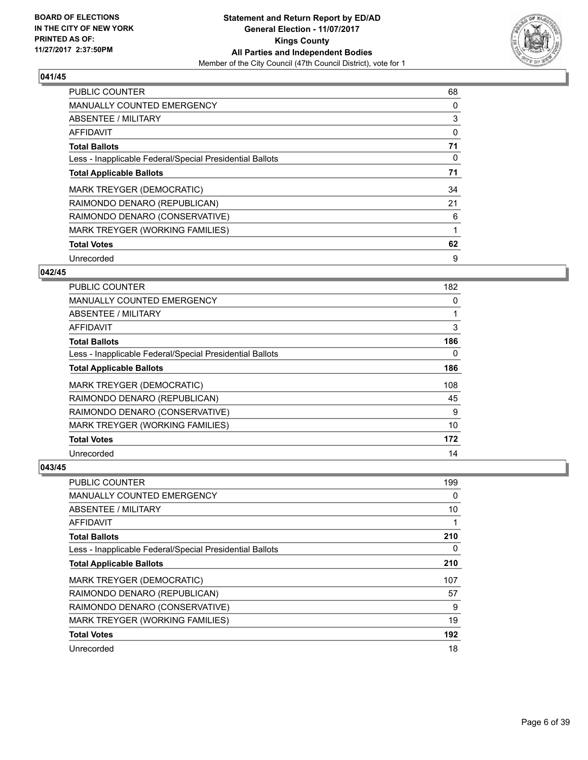**Statement and Return Report by ED/AD**
**General Election - 11/07/2017**
**Kings County**
**All Parties and Independent Bodies**
Member of the City Council (47th Council District), vote for 1

BOARD OF ELECTIONS
IN THE CITY OF NEW YORK
PRINTED AS OF:
11/27/2017 2:37:50PM

### 041/45

| | |
|---|---|
| PUBLIC COUNTER | 68 |
| MANUALLY COUNTED EMERGENCY | 0 |
| ABSENTEE / MILITARY | 3 |
| AFFIDAVIT | 0 |
| **Total Ballots** | **71** |
| Less - Inapplicable Federal/Special Presidential Ballots | 0 |
| **Total Applicable Ballots** | **71** |
| MARK TREYGER (DEMOCRATIC) | 34 |
| RAIMONDO DENARO (REPUBLICAN) | 21 |
| RAIMONDO DENARO (CONSERVATIVE) | 6 |
| MARK TREYGER (WORKING FAMILIES) | 1 |
| **Total Votes** | **62** |
| Unrecorded | 9 |

### 042/45

| | |
|---|---|
| PUBLIC COUNTER | 182 |
| MANUALLY COUNTED EMERGENCY | 0 |
| ABSENTEE / MILITARY | 1 |
| AFFIDAVIT | 3 |
| **Total Ballots** | **186** |
| Less - Inapplicable Federal/Special Presidential Ballots | 0 |
| **Total Applicable Ballots** | **186** |
| MARK TREYGER (DEMOCRATIC) | 108 |
| RAIMONDO DENARO (REPUBLICAN) | 45 |
| RAIMONDO DENARO (CONSERVATIVE) | 9 |
| MARK TREYGER (WORKING FAMILIES) | 10 |
| **Total Votes** | **172** |
| Unrecorded | 14 |

### 043/45

| | |
|---|---|
| PUBLIC COUNTER | 199 |
| MANUALLY COUNTED EMERGENCY | 0 |
| ABSENTEE / MILITARY | 10 |
| AFFIDAVIT | 1 |
| **Total Ballots** | **210** |
| Less - Inapplicable Federal/Special Presidential Ballots | 0 |
| **Total Applicable Ballots** | **210** |
| MARK TREYGER (DEMOCRATIC) | 107 |
| RAIMONDO DENARO (REPUBLICAN) | 57 |
| RAIMONDO DENARO (CONSERVATIVE) | 9 |
| MARK TREYGER (WORKING FAMILIES) | 19 |
| **Total Votes** | **192** |
| Unrecorded | 18 |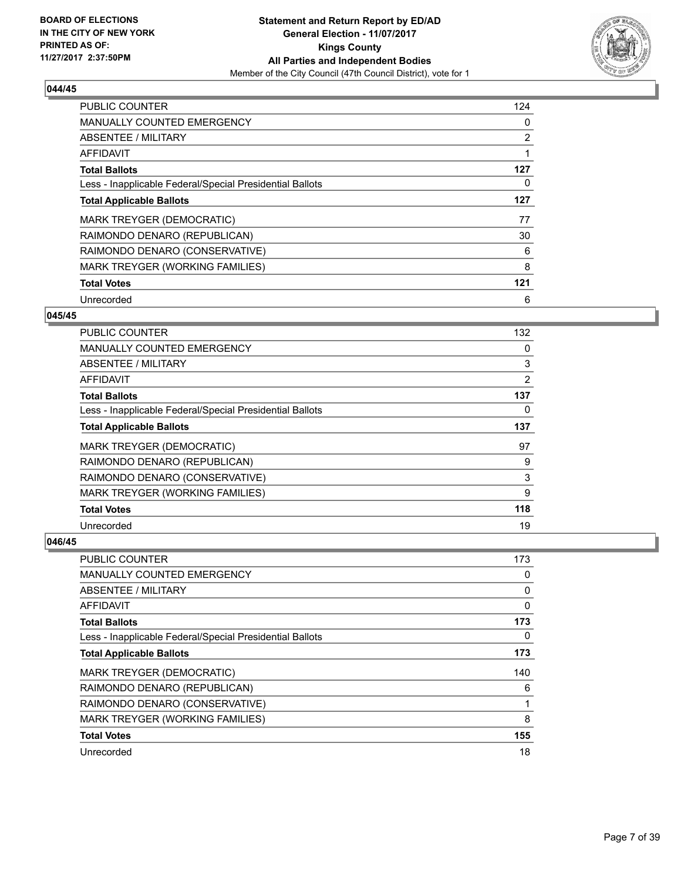**BOARD OF ELECTIONS IN THE CITY OF NEW YORK PRINTED AS OF: 11/27/2017 2:37:50PM**

**Statement and Return Report by ED/AD General Election - 11/07/2017 Kings County All Parties and Independent Bodies**

Member of the City Council (47th Council District), vote for 1

### 044/45

| | |
|---|---|
| PUBLIC COUNTER | 124 |
| MANUALLY COUNTED EMERGENCY | 0 |
| ABSENTEE / MILITARY | 2 |
| AFFIDAVIT | 1 |
| **Total Ballots** | **127** |
| Less - Inapplicable Federal/Special Presidential Ballots | 0 |
| **Total Applicable Ballots** | **127** |
| MARK TREYGER (DEMOCRATIC) | 77 |
| RAIMONDO DENARO (REPUBLICAN) | 30 |
| RAIMONDO DENARO (CONSERVATIVE) | 6 |
| MARK TREYGER (WORKING FAMILIES) | 8 |
| **Total Votes** | **121** |
| Unrecorded | 6 |

### 045/45

| | |
|---|---|
| PUBLIC COUNTER | 132 |
| MANUALLY COUNTED EMERGENCY | 0 |
| ABSENTEE / MILITARY | 3 |
| AFFIDAVIT | 2 |
| **Total Ballots** | **137** |
| Less - Inapplicable Federal/Special Presidential Ballots | 0 |
| **Total Applicable Ballots** | **137** |
| MARK TREYGER (DEMOCRATIC) | 97 |
| RAIMONDO DENARO (REPUBLICAN) | 9 |
| RAIMONDO DENARO (CONSERVATIVE) | 3 |
| MARK TREYGER (WORKING FAMILIES) | 9 |
| **Total Votes** | **118** |
| Unrecorded | 19 |

### 046/45

| | |
|---|---|
| PUBLIC COUNTER | 173 |
| MANUALLY COUNTED EMERGENCY | 0 |
| ABSENTEE / MILITARY | 0 |
| AFFIDAVIT | 0 |
| **Total Ballots** | **173** |
| Less - Inapplicable Federal/Special Presidential Ballots | 0 |
| **Total Applicable Ballots** | **173** |
| MARK TREYGER (DEMOCRATIC) | 140 |
| RAIMONDO DENARO (REPUBLICAN) | 6 |
| RAIMONDO DENARO (CONSERVATIVE) | 1 |
| MARK TREYGER (WORKING FAMILIES) | 8 |
| **Total Votes** | **155** |
| Unrecorded | 18 |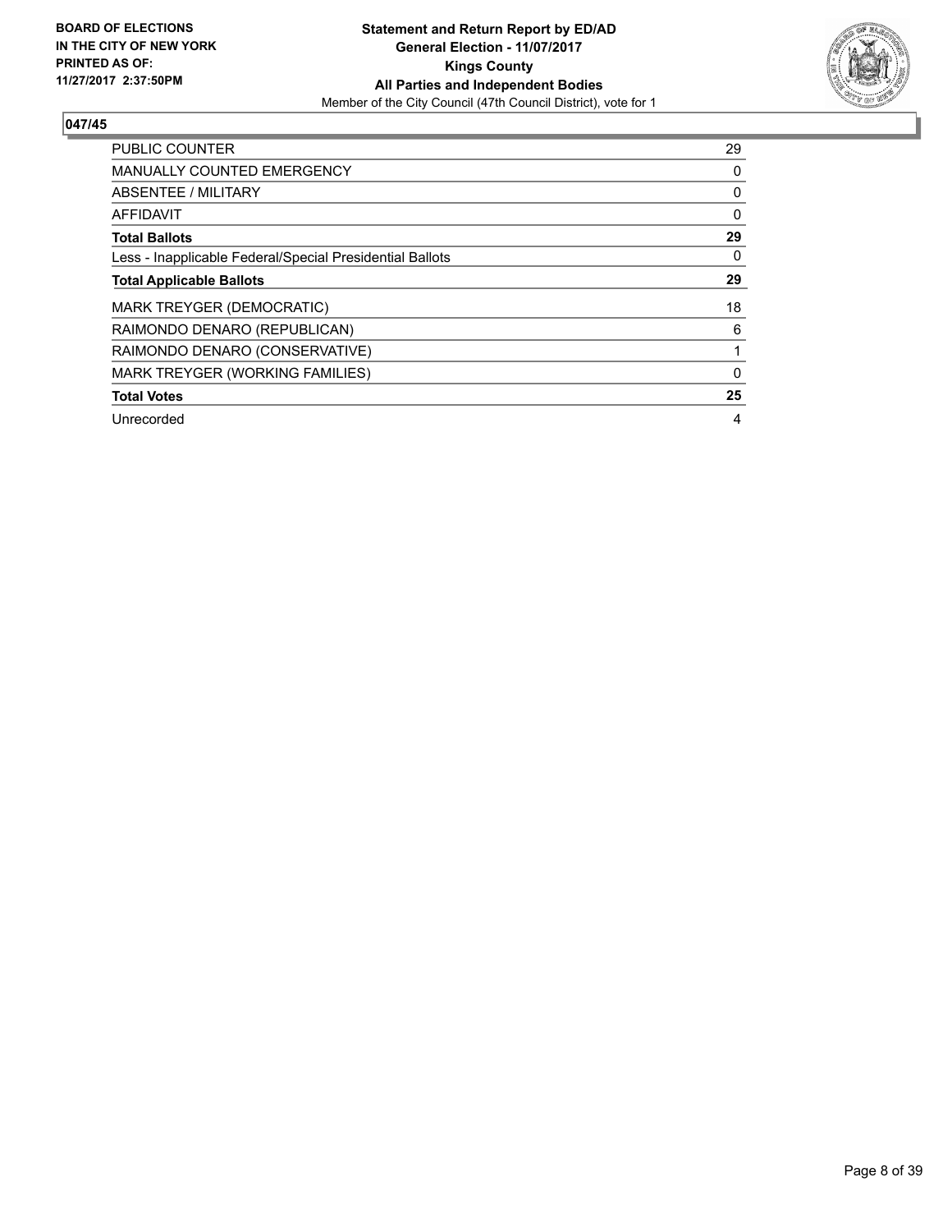**BOARD OF ELECTIONS IN THE CITY OF NEW YORK PRINTED AS OF: 11/27/2017 2:37:50PM**

**Statement and Return Report by ED/AD**
**General Election - 11/07/2017**
**Kings County**
**All Parties and Independent Bodies**
Member of the City Council (47th Council District), vote for 1

## 047/45

| | |
|---|---|
| PUBLIC COUNTER | 29 |
| MANUALLY COUNTED EMERGENCY | 0 |
| ABSENTEE / MILITARY | 0 |
| AFFIDAVIT | 0 |
| **Total Ballots** | **29** |
| Less - Inapplicable Federal/Special Presidential Ballots | 0 |
| **Total Applicable Ballots** | **29** |
| MARK TREYGER (DEMOCRATIC) | 18 |
| RAIMONDO DENARO (REPUBLICAN) | 6 |
| RAIMONDO DENARO (CONSERVATIVE) | 1 |
| MARK TREYGER (WORKING FAMILIES) | 0 |
| **Total Votes** | **25** |
| Unrecorded | 4 |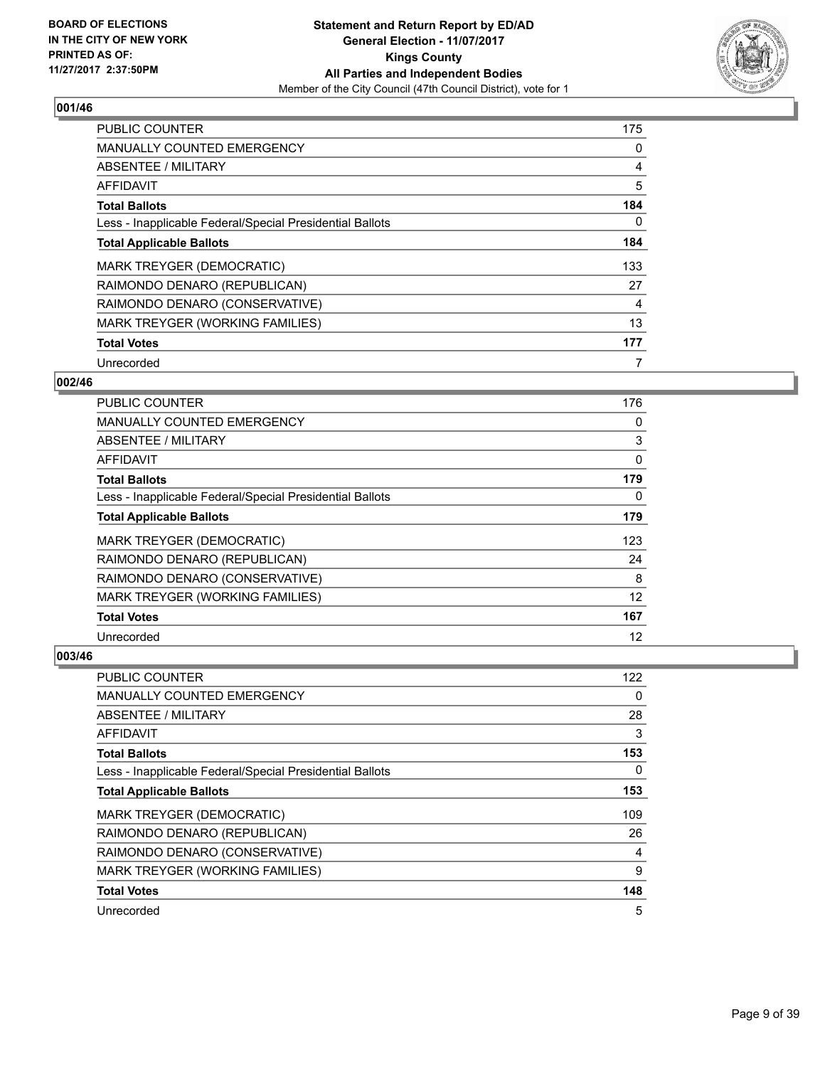**BOARD OF ELECTIONS IN THE CITY OF NEW YORK PRINTED AS OF: 11/27/2017 2:37:50PM**

**Statement and Return Report by ED/AD General Election - 11/07/2017 Kings County All Parties and Independent Bodies**

Member of the City Council (47th Council District), vote for 1

### 001/46

| | |
|---|---|
| PUBLIC COUNTER | 175 |
| MANUALLY COUNTED EMERGENCY | 0 |
| ABSENTEE / MILITARY | 4 |
| AFFIDAVIT | 5 |
| **Total Ballots** | **184** |
| Less - Inapplicable Federal/Special Presidential Ballots | 0 |
| **Total Applicable Ballots** | **184** |
| MARK TREYGER (DEMOCRATIC) | 133 |
| RAIMONDO DENARO (REPUBLICAN) | 27 |
| RAIMONDO DENARO (CONSERVATIVE) | 4 |
| MARK TREYGER (WORKING FAMILIES) | 13 |
| **Total Votes** | **177** |
| Unrecorded | 7 |

### 002/46

| | |
|---|---|
| PUBLIC COUNTER | 176 |
| MANUALLY COUNTED EMERGENCY | 0 |
| ABSENTEE / MILITARY | 3 |
| AFFIDAVIT | 0 |
| **Total Ballots** | **179** |
| Less - Inapplicable Federal/Special Presidential Ballots | 0 |
| **Total Applicable Ballots** | **179** |
| MARK TREYGER (DEMOCRATIC) | 123 |
| RAIMONDO DENARO (REPUBLICAN) | 24 |
| RAIMONDO DENARO (CONSERVATIVE) | 8 |
| MARK TREYGER (WORKING FAMILIES) | 12 |
| **Total Votes** | **167** |
| Unrecorded | 12 |

### 003/46

| | |
|---|---|
| PUBLIC COUNTER | 122 |
| MANUALLY COUNTED EMERGENCY | 0 |
| ABSENTEE / MILITARY | 28 |
| AFFIDAVIT | 3 |
| **Total Ballots** | **153** |
| Less - Inapplicable Federal/Special Presidential Ballots | 0 |
| **Total Applicable Ballots** | **153** |
| MARK TREYGER (DEMOCRATIC) | 109 |
| RAIMONDO DENARO (REPUBLICAN) | 26 |
| RAIMONDO DENARO (CONSERVATIVE) | 4 |
| MARK TREYGER (WORKING FAMILIES) | 9 |
| **Total Votes** | **148** |
| Unrecorded | 5 |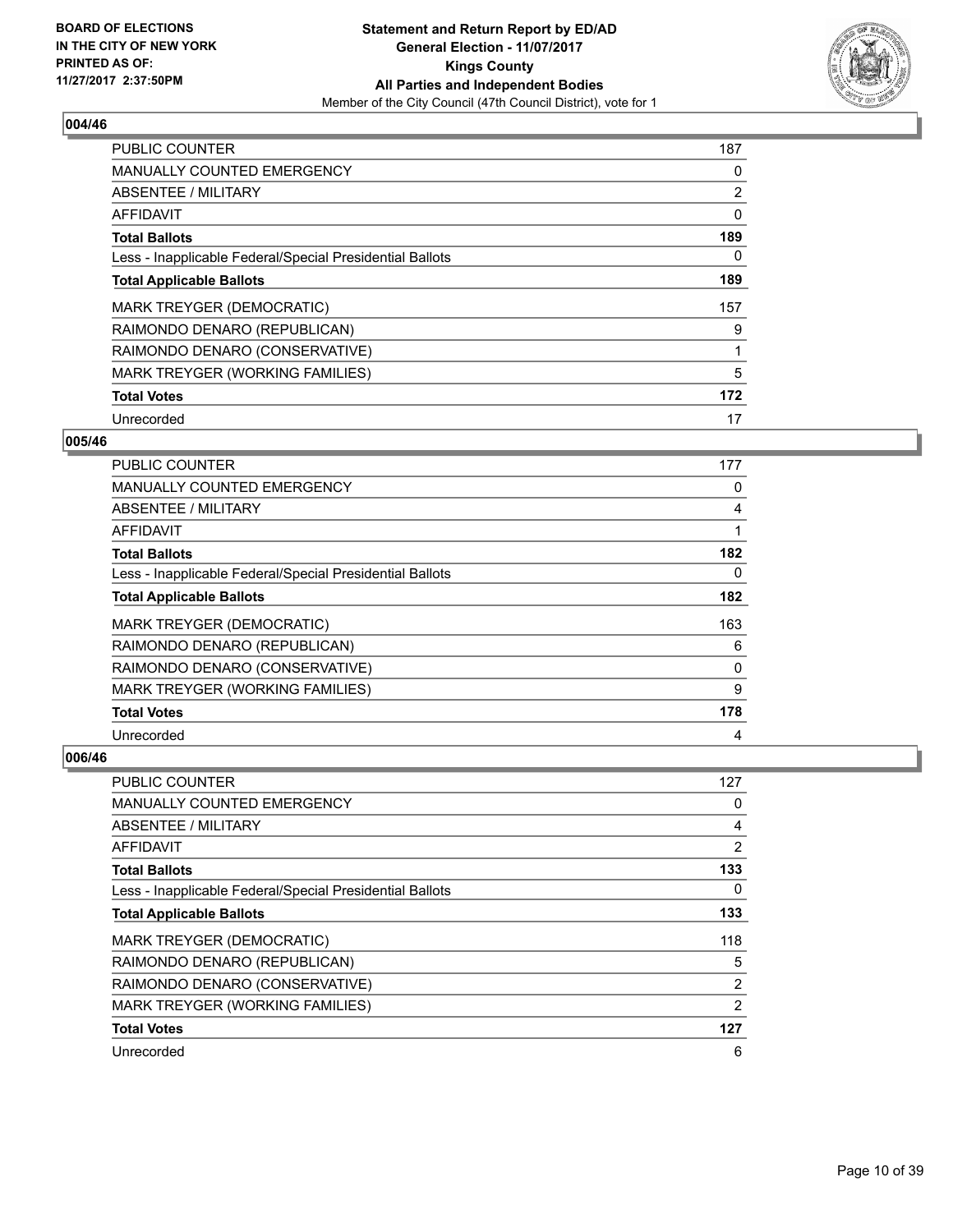**BOARD OF ELECTIONS IN THE CITY OF NEW YORK PRINTED AS OF: 11/27/2017 2:37:50PM**

**Statement and Return Report by ED/AD**
**General Election - 11/07/2017**
**Kings County**
**All Parties and Independent Bodies**
Member of the City Council (47th Council District), vote for 1

## 004/46

| | |
|---|---|
| PUBLIC COUNTER | 187 |
| MANUALLY COUNTED EMERGENCY | 0 |
| ABSENTEE / MILITARY | 2 |
| AFFIDAVIT | 0 |
| **Total Ballots** | **189** |
| Less - Inapplicable Federal/Special Presidential Ballots | 0 |
| **Total Applicable Ballots** | **189** |
| MARK TREYGER (DEMOCRATIC) | 157 |
| RAIMONDO DENARO (REPUBLICAN) | 9 |
| RAIMONDO DENARO (CONSERVATIVE) | 1 |
| MARK TREYGER (WORKING FAMILIES) | 5 |
| **Total Votes** | **172** |
| Unrecorded | 17 |

## 005/46

| | |
|---|---|
| PUBLIC COUNTER | 177 |
| MANUALLY COUNTED EMERGENCY | 0 |
| ABSENTEE / MILITARY | 4 |
| AFFIDAVIT | 1 |
| **Total Ballots** | **182** |
| Less - Inapplicable Federal/Special Presidential Ballots | 0 |
| **Total Applicable Ballots** | **182** |
| MARK TREYGER (DEMOCRATIC) | 163 |
| RAIMONDO DENARO (REPUBLICAN) | 6 |
| RAIMONDO DENARO (CONSERVATIVE) | 0 |
| MARK TREYGER (WORKING FAMILIES) | 9 |
| **Total Votes** | **178** |
| Unrecorded | 4 |

## 006/46

| | |
|---|---|
| PUBLIC COUNTER | 127 |
| MANUALLY COUNTED EMERGENCY | 0 |
| ABSENTEE / MILITARY | 4 |
| AFFIDAVIT | 2 |
| **Total Ballots** | **133** |
| Less - Inapplicable Federal/Special Presidential Ballots | 0 |
| **Total Applicable Ballots** | **133** |
| MARK TREYGER (DEMOCRATIC) | 118 |
| RAIMONDO DENARO (REPUBLICAN) | 5 |
| RAIMONDO DENARO (CONSERVATIVE) | 2 |
| MARK TREYGER (WORKING FAMILIES) | 2 |
| **Total Votes** | **127** |
| Unrecorded | 6 |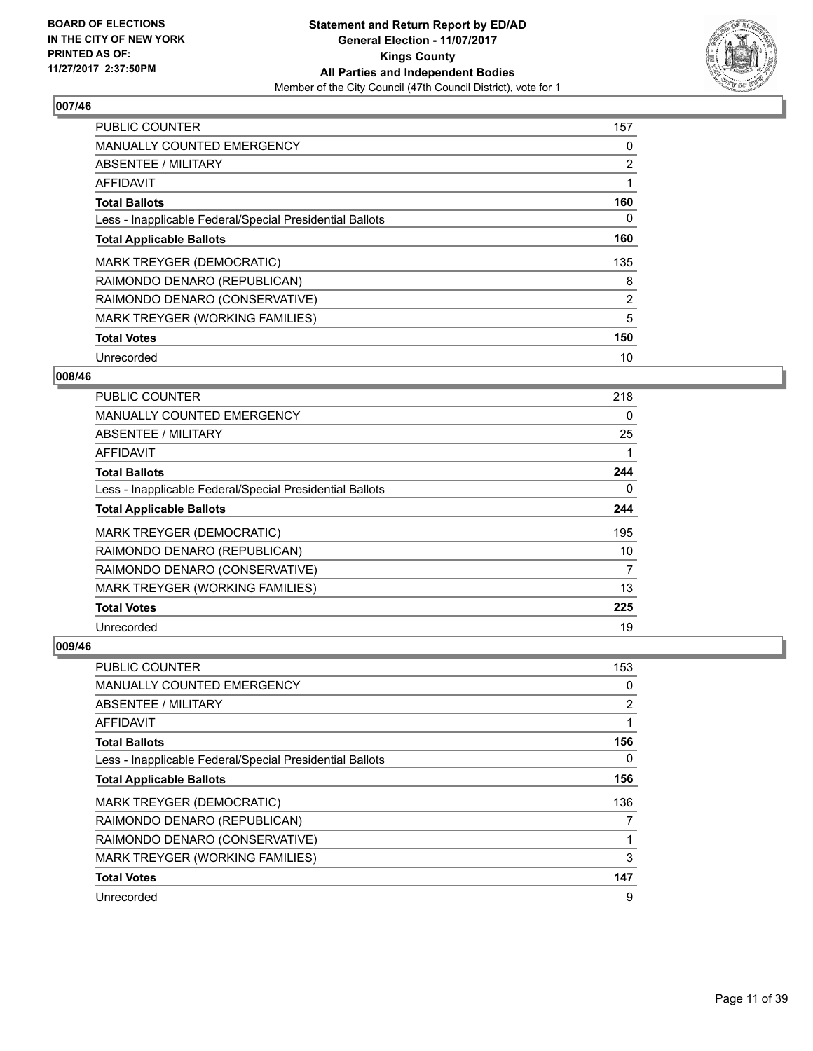## 007/46

| | |
|---|---|
| PUBLIC COUNTER | 157 |
| MANUALLY COUNTED EMERGENCY | 0 |
| ABSENTEE / MILITARY | 2 |
| AFFIDAVIT | 1 |
| **Total Ballots** | **160** |
| Less - Inapplicable Federal/Special Presidential Ballots | 0 |
| **Total Applicable Ballots** | **160** |
| MARK TREYGER (DEMOCRATIC) | 135 |
| RAIMONDO DENARO (REPUBLICAN) | 8 |
| RAIMONDO DENARO (CONSERVATIVE) | 2 |
| MARK TREYGER (WORKING FAMILIES) | 5 |
| **Total Votes** | **150** |
| Unrecorded | 10 |

## 008/46

| | |
|---|---|
| PUBLIC COUNTER | 218 |
| MANUALLY COUNTED EMERGENCY | 0 |
| ABSENTEE / MILITARY | 25 |
| AFFIDAVIT | 1 |
| **Total Ballots** | **244** |
| Less - Inapplicable Federal/Special Presidential Ballots | 0 |
| **Total Applicable Ballots** | **244** |
| MARK TREYGER (DEMOCRATIC) | 195 |
| RAIMONDO DENARO (REPUBLICAN) | 10 |
| RAIMONDO DENARO (CONSERVATIVE) | 7 |
| MARK TREYGER (WORKING FAMILIES) | 13 |
| **Total Votes** | **225** |
| Unrecorded | 19 |

## 009/46

| | |
|---|---|
| PUBLIC COUNTER | 153 |
| MANUALLY COUNTED EMERGENCY | 0 |
| ABSENTEE / MILITARY | 2 |
| AFFIDAVIT | 1 |
| **Total Ballots** | **156** |
| Less - Inapplicable Federal/Special Presidential Ballots | 0 |
| **Total Applicable Ballots** | **156** |
| MARK TREYGER (DEMOCRATIC) | 136 |
| RAIMONDO DENARO (REPUBLICAN) | 7 |
| RAIMONDO DENARO (CONSERVATIVE) | 1 |
| MARK TREYGER (WORKING FAMILIES) | 3 |
| **Total Votes** | **147** |
| Unrecorded | 9 |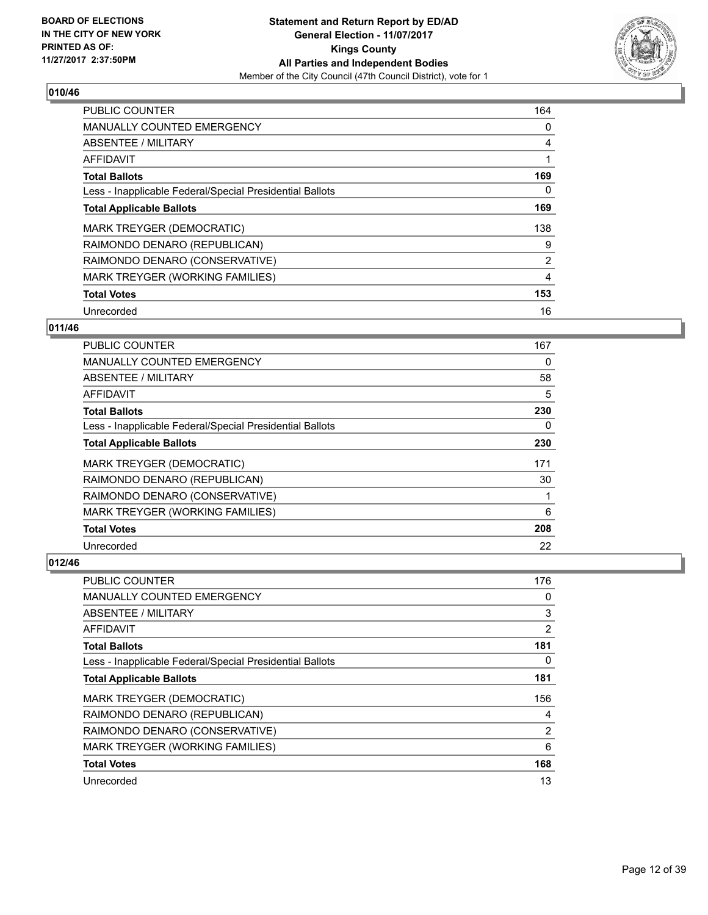**BOARD OF ELECTIONS IN THE CITY OF NEW YORK PRINTED AS OF: 11/27/2017 2:37:50PM**

**Statement and Return Report by ED/AD**
**General Election - 11/07/2017**
**Kings County**
**All Parties and Independent Bodies**
Member of the City Council (47th Council District), vote for 1

## 010/46

| | |
|---|---|
| PUBLIC COUNTER | 164 |
| MANUALLY COUNTED EMERGENCY | 0 |
| ABSENTEE / MILITARY | 4 |
| AFFIDAVIT | 1 |
| **Total Ballots** | **169** |
| Less - Inapplicable Federal/Special Presidential Ballots | 0 |
| **Total Applicable Ballots** | **169** |
| MARK TREYGER (DEMOCRATIC) | 138 |
| RAIMONDO DENARO (REPUBLICAN) | 9 |
| RAIMONDO DENARO (CONSERVATIVE) | 2 |
| MARK TREYGER (WORKING FAMILIES) | 4 |
| **Total Votes** | **153** |
| Unrecorded | 16 |

## 011/46

| | |
|---|---|
| PUBLIC COUNTER | 167 |
| MANUALLY COUNTED EMERGENCY | 0 |
| ABSENTEE / MILITARY | 58 |
| AFFIDAVIT | 5 |
| **Total Ballots** | **230** |
| Less - Inapplicable Federal/Special Presidential Ballots | 0 |
| **Total Applicable Ballots** | **230** |
| MARK TREYGER (DEMOCRATIC) | 171 |
| RAIMONDO DENARO (REPUBLICAN) | 30 |
| RAIMONDO DENARO (CONSERVATIVE) | 1 |
| MARK TREYGER (WORKING FAMILIES) | 6 |
| **Total Votes** | **208** |
| Unrecorded | 22 |

## 012/46

| | |
|---|---|
| PUBLIC COUNTER | 176 |
| MANUALLY COUNTED EMERGENCY | 0 |
| ABSENTEE / MILITARY | 3 |
| AFFIDAVIT | 2 |
| **Total Ballots** | **181** |
| Less - Inapplicable Federal/Special Presidential Ballots | 0 |
| **Total Applicable Ballots** | **181** |
| MARK TREYGER (DEMOCRATIC) | 156 |
| RAIMONDO DENARO (REPUBLICAN) | 4 |
| RAIMONDO DENARO (CONSERVATIVE) | 2 |
| MARK TREYGER (WORKING FAMILIES) | 6 |
| **Total Votes** | **168** |
| Unrecorded | 13 |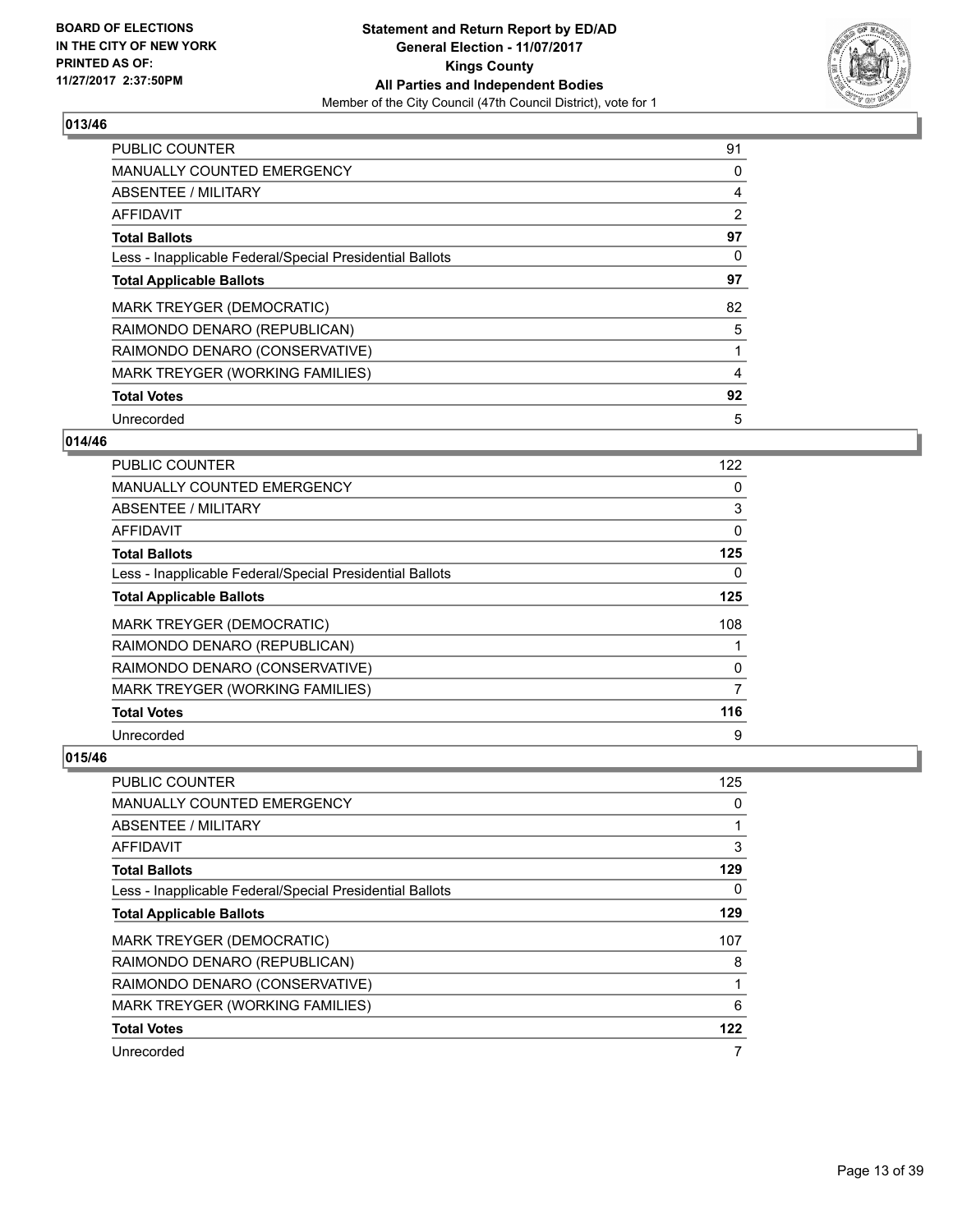**BOARD OF ELECTIONS IN THE CITY OF NEW YORK PRINTED AS OF: 11/27/2017 2:37:50PM**

**Statement and Return Report by ED/AD**
**General Election - 11/07/2017**
**Kings County**
**All Parties and Independent Bodies**
Member of the City Council (47th Council District), vote for 1

## 013/46

| | |
|---|---|
| PUBLIC COUNTER | 91 |
| MANUALLY COUNTED EMERGENCY | 0 |
| ABSENTEE / MILITARY | 4 |
| AFFIDAVIT | 2 |
| **Total Ballots** | **97** |
| Less - Inapplicable Federal/Special Presidential Ballots | 0 |
| **Total Applicable Ballots** | **97** |
| MARK TREYGER (DEMOCRATIC) | 82 |
| RAIMONDO DENARO (REPUBLICAN) | 5 |
| RAIMONDO DENARO (CONSERVATIVE) | 1 |
| MARK TREYGER (WORKING FAMILIES) | 4 |
| **Total Votes** | **92** |
| Unrecorded | 5 |

## 014/46

| | |
|---|---|
| PUBLIC COUNTER | 122 |
| MANUALLY COUNTED EMERGENCY | 0 |
| ABSENTEE / MILITARY | 3 |
| AFFIDAVIT | 0 |
| **Total Ballots** | **125** |
| Less - Inapplicable Federal/Special Presidential Ballots | 0 |
| **Total Applicable Ballots** | **125** |
| MARK TREYGER (DEMOCRATIC) | 108 |
| RAIMONDO DENARO (REPUBLICAN) | 1 |
| RAIMONDO DENARO (CONSERVATIVE) | 0 |
| MARK TREYGER (WORKING FAMILIES) | 7 |
| **Total Votes** | **116** |
| Unrecorded | 9 |

## 015/46

| | |
|---|---|
| PUBLIC COUNTER | 125 |
| MANUALLY COUNTED EMERGENCY | 0 |
| ABSENTEE / MILITARY | 1 |
| AFFIDAVIT | 3 |
| **Total Ballots** | **129** |
| Less - Inapplicable Federal/Special Presidential Ballots | 0 |
| **Total Applicable Ballots** | **129** |
| MARK TREYGER (DEMOCRATIC) | 107 |
| RAIMONDO DENARO (REPUBLICAN) | 8 |
| RAIMONDO DENARO (CONSERVATIVE) | 1 |
| MARK TREYGER (WORKING FAMILIES) | 6 |
| **Total Votes** | **122** |
| Unrecorded | 7 |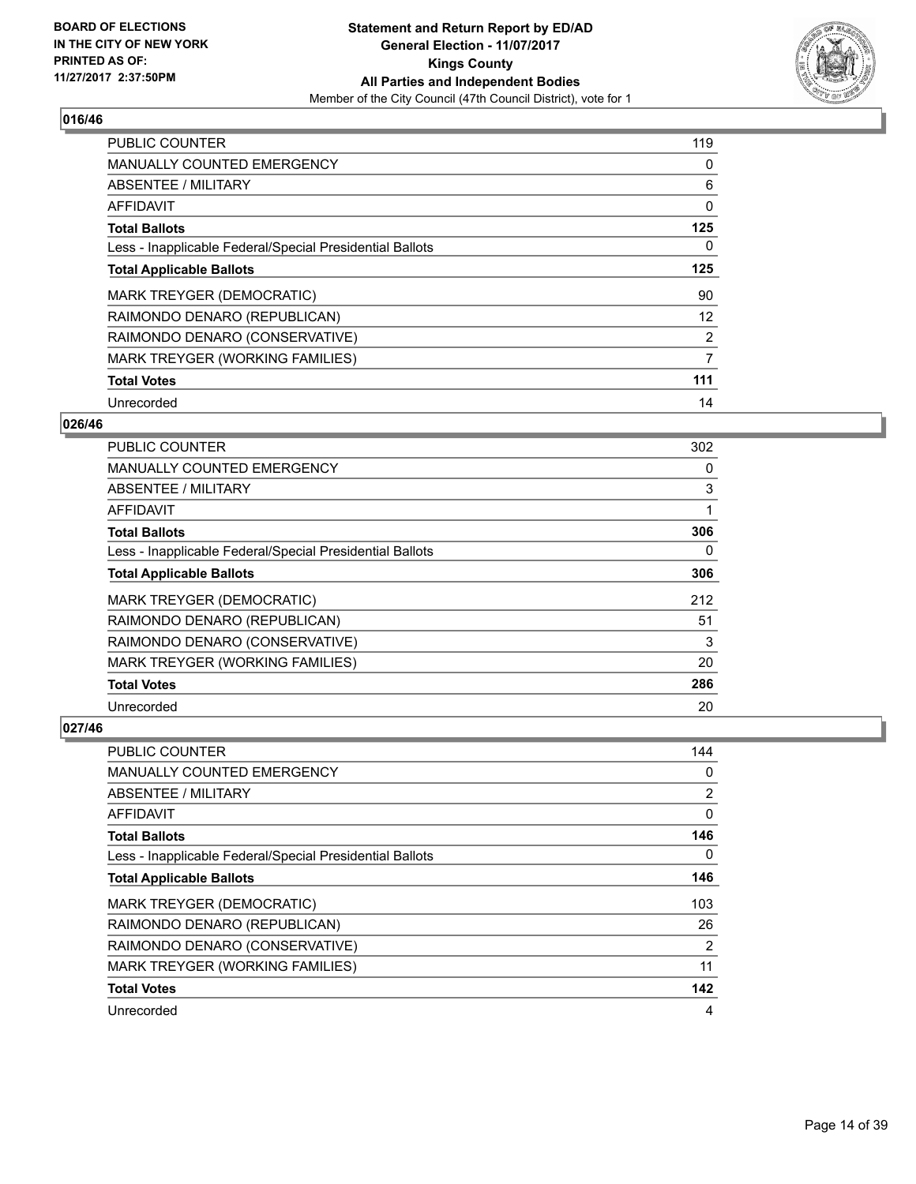## 016/46

| | |
|---|---|
| PUBLIC COUNTER | 119 |
| MANUALLY COUNTED EMERGENCY | 0 |
| ABSENTEE / MILITARY | 6 |
| AFFIDAVIT | 0 |
| **Total Ballots** | **125** |
| Less - Inapplicable Federal/Special Presidential Ballots | 0 |
| **Total Applicable Ballots** | **125** |
| MARK TREYGER (DEMOCRATIC) | 90 |
| RAIMONDO DENARO (REPUBLICAN) | 12 |
| RAIMONDO DENARO (CONSERVATIVE) | 2 |
| MARK TREYGER (WORKING FAMILIES) | 7 |
| **Total Votes** | **111** |
| Unrecorded | 14 |

## 026/46

| | |
|---|---|
| PUBLIC COUNTER | 302 |
| MANUALLY COUNTED EMERGENCY | 0 |
| ABSENTEE / MILITARY | 3 |
| AFFIDAVIT | 1 |
| **Total Ballots** | **306** |
| Less - Inapplicable Federal/Special Presidential Ballots | 0 |
| **Total Applicable Ballots** | **306** |
| MARK TREYGER (DEMOCRATIC) | 212 |
| RAIMONDO DENARO (REPUBLICAN) | 51 |
| RAIMONDO DENARO (CONSERVATIVE) | 3 |
| MARK TREYGER (WORKING FAMILIES) | 20 |
| **Total Votes** | **286** |
| Unrecorded | 20 |

## 027/46

| | |
|---|---|
| PUBLIC COUNTER | 144 |
| MANUALLY COUNTED EMERGENCY | 0 |
| ABSENTEE / MILITARY | 2 |
| AFFIDAVIT | 0 |
| **Total Ballots** | **146** |
| Less - Inapplicable Federal/Special Presidential Ballots | 0 |
| **Total Applicable Ballots** | **146** |
| MARK TREYGER (DEMOCRATIC) | 103 |
| RAIMONDO DENARO (REPUBLICAN) | 26 |
| RAIMONDO DENARO (CONSERVATIVE) | 2 |
| MARK TREYGER (WORKING FAMILIES) | 11 |
| **Total Votes** | **142** |
| Unrecorded | 4 |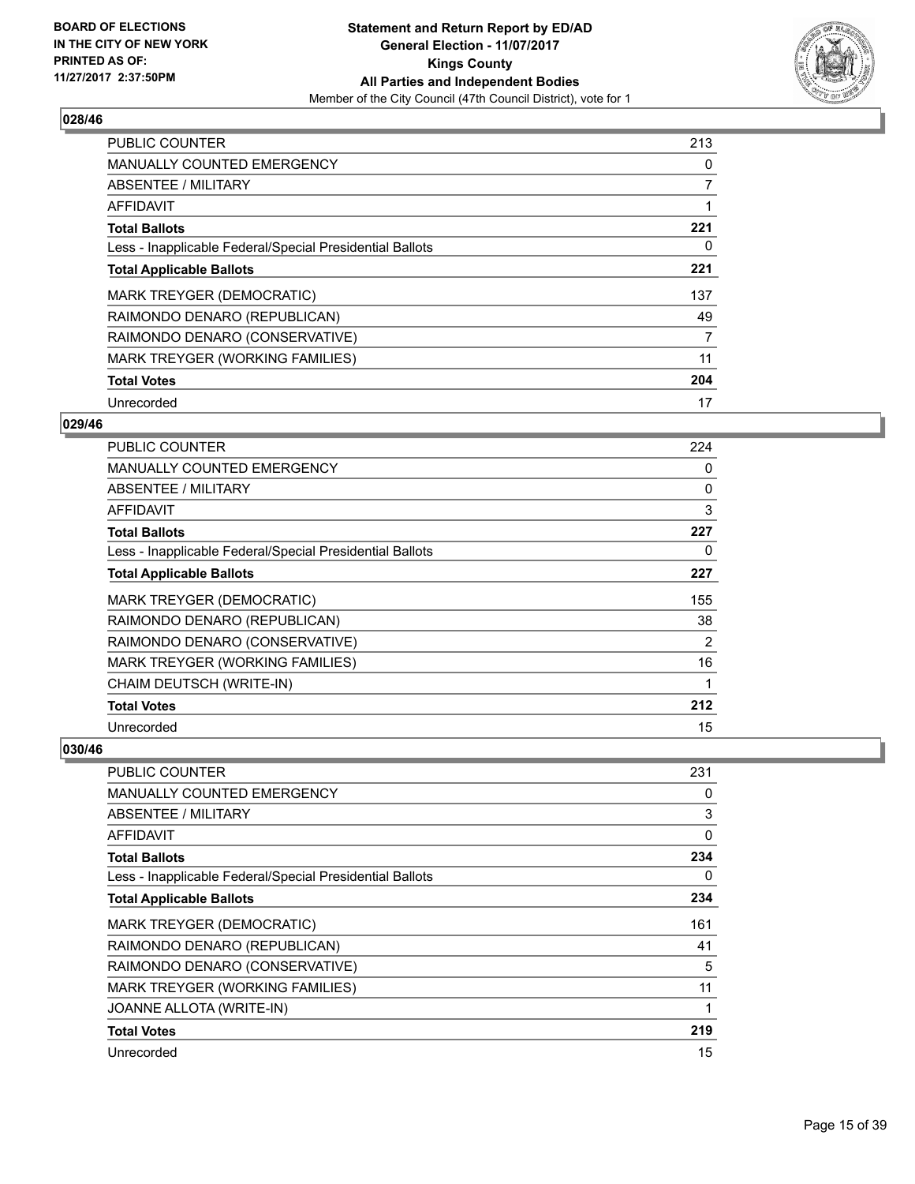## 028/46

| | |
|---|---|
| PUBLIC COUNTER | 213 |
| MANUALLY COUNTED EMERGENCY | 0 |
| ABSENTEE / MILITARY | 7 |
| AFFIDAVIT | 1 |
| **Total Ballots** | **221** |
| Less - Inapplicable Federal/Special Presidential Ballots | 0 |
| **Total Applicable Ballots** | **221** |
| MARK TREYGER (DEMOCRATIC) | 137 |
| RAIMONDO DENARO (REPUBLICAN) | 49 |
| RAIMONDO DENARO (CONSERVATIVE) | 7 |
| MARK TREYGER (WORKING FAMILIES) | 11 |
| **Total Votes** | **204** |
| Unrecorded | 17 |

## 029/46

| | |
|---|---|
| PUBLIC COUNTER | 224 |
| MANUALLY COUNTED EMERGENCY | 0 |
| ABSENTEE / MILITARY | 0 |
| AFFIDAVIT | 3 |
| **Total Ballots** | **227** |
| Less - Inapplicable Federal/Special Presidential Ballots | 0 |
| **Total Applicable Ballots** | **227** |
| MARK TREYGER (DEMOCRATIC) | 155 |
| RAIMONDO DENARO (REPUBLICAN) | 38 |
| RAIMONDO DENARO (CONSERVATIVE) | 2 |
| MARK TREYGER (WORKING FAMILIES) | 16 |
| CHAIM DEUTSCH (WRITE-IN) | 1 |
| **Total Votes** | **212** |
| Unrecorded | 15 |

## 030/46

| | |
|---|---|
| PUBLIC COUNTER | 231 |
| MANUALLY COUNTED EMERGENCY | 0 |
| ABSENTEE / MILITARY | 3 |
| AFFIDAVIT | 0 |
| **Total Ballots** | **234** |
| Less - Inapplicable Federal/Special Presidential Ballots | 0 |
| **Total Applicable Ballots** | **234** |
| MARK TREYGER (DEMOCRATIC) | 161 |
| RAIMONDO DENARO (REPUBLICAN) | 41 |
| RAIMONDO DENARO (CONSERVATIVE) | 5 |
| MARK TREYGER (WORKING FAMILIES) | 11 |
| JOANNE ALLOTA (WRITE-IN) | 1 |
| **Total Votes** | **219** |
| Unrecorded | 15 |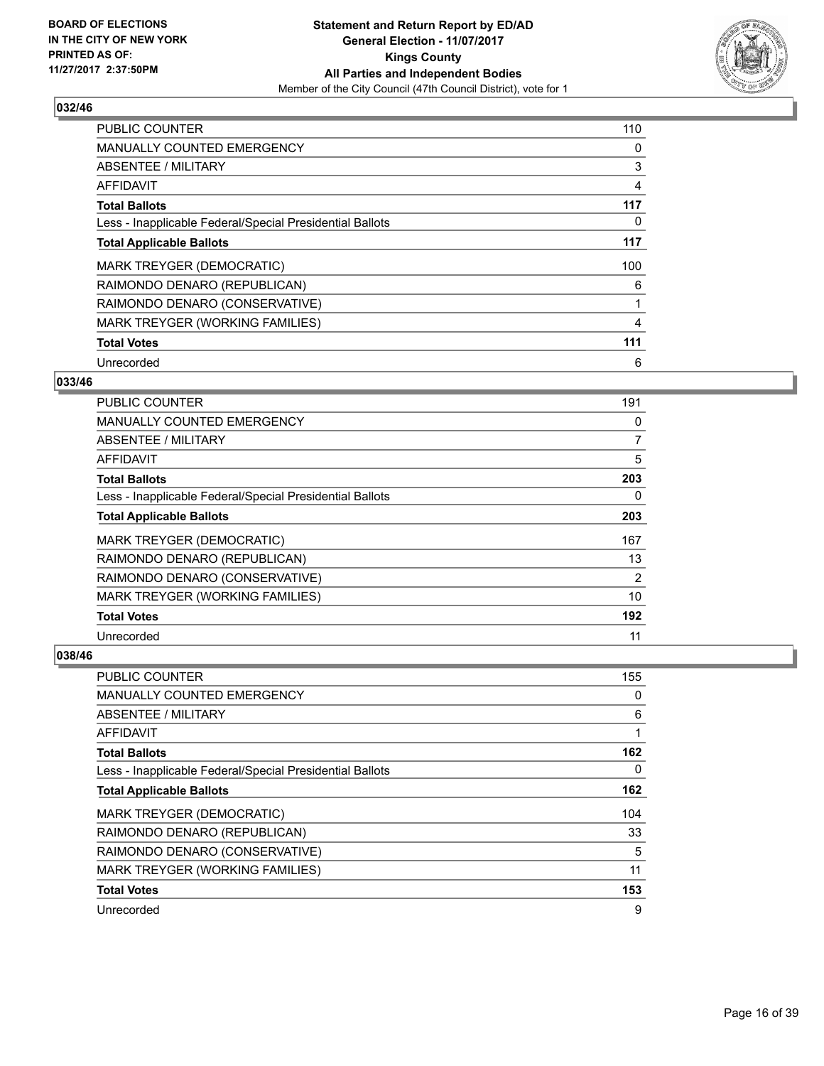BOARD OF ELECTIONS
IN THE CITY OF NEW YORK
PRINTED AS OF:
11/27/2017 2:37:50PM

**Statement and Return Report by ED/AD**
**General Election - 11/07/2017**
**Kings County**
**All Parties and Independent Bodies**
Member of the City Council (47th Council District), vote for 1

### 032/46

| | |
|---|---|
| PUBLIC COUNTER | 110 |
| MANUALLY COUNTED EMERGENCY | 0 |
| ABSENTEE / MILITARY | 3 |
| AFFIDAVIT | 4 |
| **Total Ballots** | **117** |
| Less - Inapplicable Federal/Special Presidential Ballots | 0 |
| **Total Applicable Ballots** | **117** |
| MARK TREYGER (DEMOCRATIC) | 100 |
| RAIMONDO DENARO (REPUBLICAN) | 6 |
| RAIMONDO DENARO (CONSERVATIVE) | 1 |
| MARK TREYGER (WORKING FAMILIES) | 4 |
| **Total Votes** | **111** |
| Unrecorded | 6 |

### 033/46

| | |
|---|---|
| PUBLIC COUNTER | 191 |
| MANUALLY COUNTED EMERGENCY | 0 |
| ABSENTEE / MILITARY | 7 |
| AFFIDAVIT | 5 |
| **Total Ballots** | **203** |
| Less - Inapplicable Federal/Special Presidential Ballots | 0 |
| **Total Applicable Ballots** | **203** |
| MARK TREYGER (DEMOCRATIC) | 167 |
| RAIMONDO DENARO (REPUBLICAN) | 13 |
| RAIMONDO DENARO (CONSERVATIVE) | 2 |
| MARK TREYGER (WORKING FAMILIES) | 10 |
| **Total Votes** | **192** |
| Unrecorded | 11 |

### 038/46

| | |
|---|---|
| PUBLIC COUNTER | 155 |
| MANUALLY COUNTED EMERGENCY | 0 |
| ABSENTEE / MILITARY | 6 |
| AFFIDAVIT | 1 |
| **Total Ballots** | **162** |
| Less - Inapplicable Federal/Special Presidential Ballots | 0 |
| **Total Applicable Ballots** | **162** |
| MARK TREYGER (DEMOCRATIC) | 104 |
| RAIMONDO DENARO (REPUBLICAN) | 33 |
| RAIMONDO DENARO (CONSERVATIVE) | 5 |
| MARK TREYGER (WORKING FAMILIES) | 11 |
| **Total Votes** | **153** |
| Unrecorded | 9 |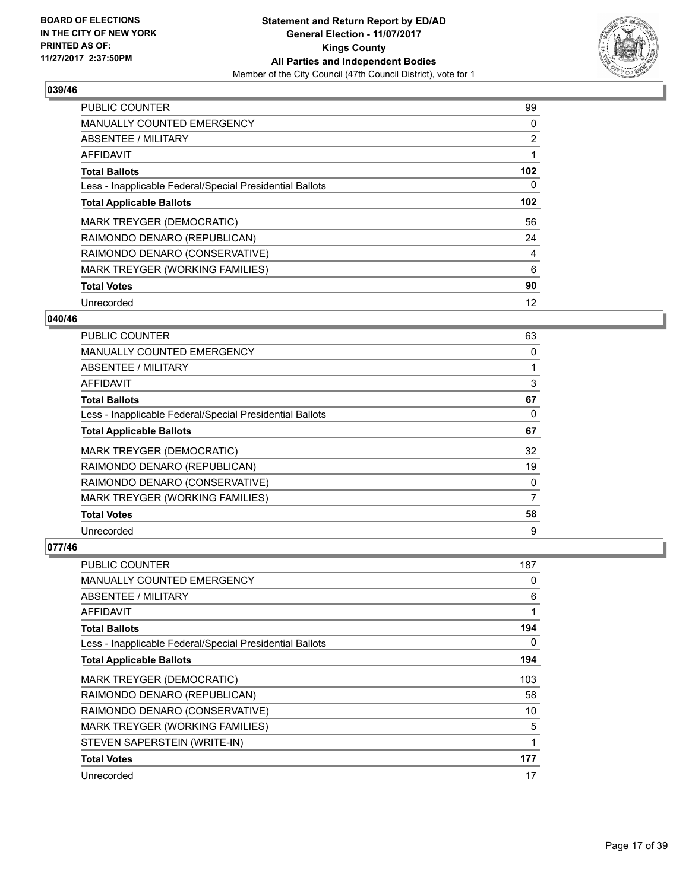**BOARD OF ELECTIONS IN THE CITY OF NEW YORK PRINTED AS OF: 11/27/2017 2:37:50PM**

**Statement and Return Report by ED/AD General Election - 11/07/2017 Kings County All Parties and Independent Bodies**
Member of the City Council (47th Council District), vote for 1

### 039/46

| | |
|---|---|
| PUBLIC COUNTER | 99 |
| MANUALLY COUNTED EMERGENCY | 0 |
| ABSENTEE / MILITARY | 2 |
| AFFIDAVIT | 1 |
| **Total Ballots** | **102** |
| Less - Inapplicable Federal/Special Presidential Ballots | 0 |
| **Total Applicable Ballots** | **102** |
| MARK TREYGER (DEMOCRATIC) | 56 |
| RAIMONDO DENARO (REPUBLICAN) | 24 |
| RAIMONDO DENARO (CONSERVATIVE) | 4 |
| MARK TREYGER (WORKING FAMILIES) | 6 |
| **Total Votes** | **90** |
| Unrecorded | 12 |

### 040/46

| | |
|---|---|
| PUBLIC COUNTER | 63 |
| MANUALLY COUNTED EMERGENCY | 0 |
| ABSENTEE / MILITARY | 1 |
| AFFIDAVIT | 3 |
| **Total Ballots** | **67** |
| Less - Inapplicable Federal/Special Presidential Ballots | 0 |
| **Total Applicable Ballots** | **67** |
| MARK TREYGER (DEMOCRATIC) | 32 |
| RAIMONDO DENARO (REPUBLICAN) | 19 |
| RAIMONDO DENARO (CONSERVATIVE) | 0 |
| MARK TREYGER (WORKING FAMILIES) | 7 |
| **Total Votes** | **58** |
| Unrecorded | 9 |

### 077/46

| | |
|---|---|
| PUBLIC COUNTER | 187 |
| MANUALLY COUNTED EMERGENCY | 0 |
| ABSENTEE / MILITARY | 6 |
| AFFIDAVIT | 1 |
| **Total Ballots** | **194** |
| Less - Inapplicable Federal/Special Presidential Ballots | 0 |
| **Total Applicable Ballots** | **194** |
| MARK TREYGER (DEMOCRATIC) | 103 |
| RAIMONDO DENARO (REPUBLICAN) | 58 |
| RAIMONDO DENARO (CONSERVATIVE) | 10 |
| MARK TREYGER (WORKING FAMILIES) | 5 |
| STEVEN SAPERSTEIN (WRITE-IN) | 1 |
| **Total Votes** | **177** |
| Unrecorded | 17 |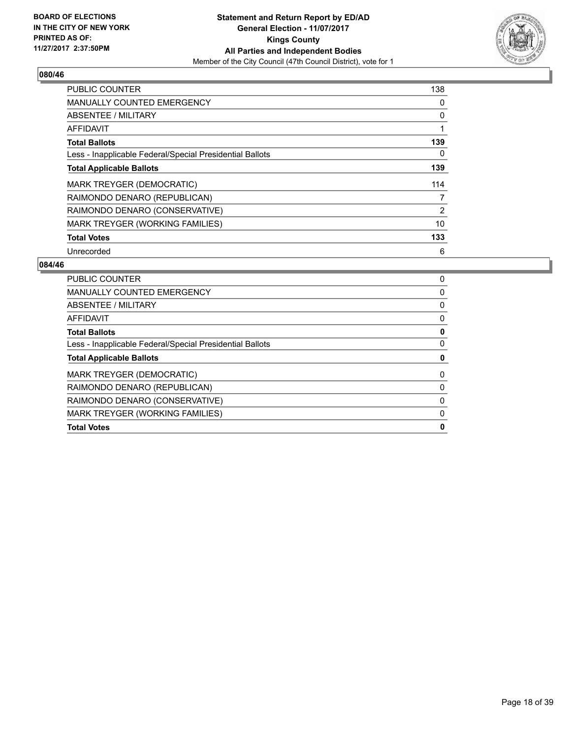**BOARD OF ELECTIONS IN THE CITY OF NEW YORK PRINTED AS OF: 11/27/2017 2:37:50PM**

**Statement and Return Report by ED/AD**
**General Election - 11/07/2017**
**Kings County**
**All Parties and Independent Bodies**
Member of the City Council (47th Council District), vote for 1

## 080/46

| | |
|---|---|
| PUBLIC COUNTER | 138 |
| MANUALLY COUNTED EMERGENCY | 0 |
| ABSENTEE / MILITARY | 0 |
| AFFIDAVIT | 1 |
| **Total Ballots** | **139** |
| Less - Inapplicable Federal/Special Presidential Ballots | 0 |
| **Total Applicable Ballots** | **139** |
| MARK TREYGER (DEMOCRATIC) | 114 |
| RAIMONDO DENARO (REPUBLICAN) | 7 |
| RAIMONDO DENARO (CONSERVATIVE) | 2 |
| MARK TREYGER (WORKING FAMILIES) | 10 |
| **Total Votes** | **133** |
| Unrecorded | 6 |

## 084/46

| | |
|---|---|
| PUBLIC COUNTER | 0 |
| MANUALLY COUNTED EMERGENCY | 0 |
| ABSENTEE / MILITARY | 0 |
| AFFIDAVIT | 0 |
| **Total Ballots** | **0** |
| Less - Inapplicable Federal/Special Presidential Ballots | 0 |
| **Total Applicable Ballots** | **0** |
| MARK TREYGER (DEMOCRATIC) | 0 |
| RAIMONDO DENARO (REPUBLICAN) | 0 |
| RAIMONDO DENARO (CONSERVATIVE) | 0 |
| MARK TREYGER (WORKING FAMILIES) | 0 |
| **Total Votes** | **0** |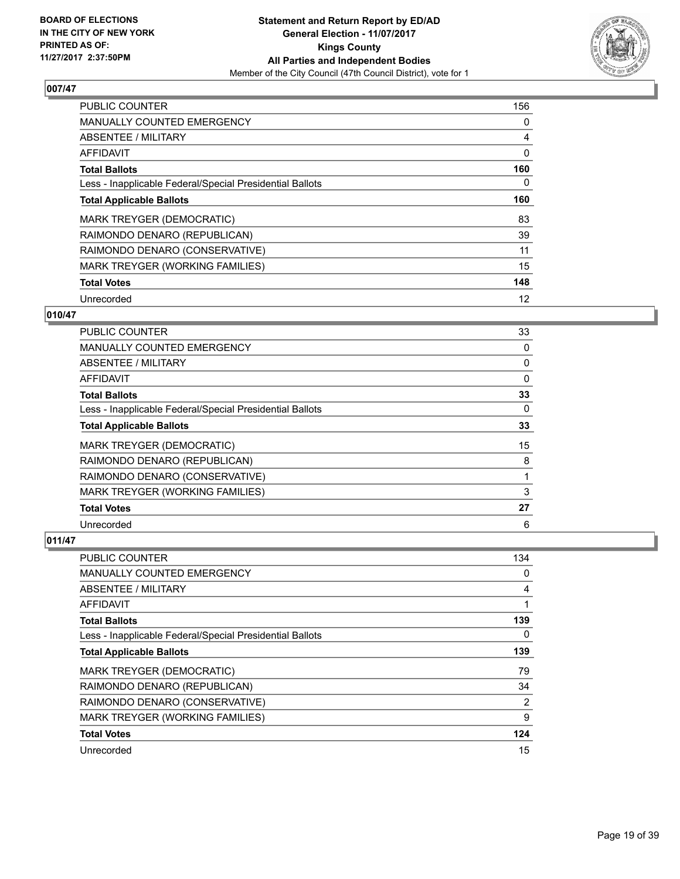**BOARD OF ELECTIONS IN THE CITY OF NEW YORK PRINTED AS OF: 11/27/2017 2:37:50PM**

**Statement and Return Report by ED/AD**
**General Election - 11/07/2017**
**Kings County**
**All Parties and Independent Bodies**
Member of the City Council (47th Council District), vote for 1

## 007/47

| | |
|---|---|
| PUBLIC COUNTER | 156 |
| MANUALLY COUNTED EMERGENCY | 0 |
| ABSENTEE / MILITARY | 4 |
| AFFIDAVIT | 0 |
| **Total Ballots** | **160** |
| Less - Inapplicable Federal/Special Presidential Ballots | 0 |
| **Total Applicable Ballots** | **160** |
| MARK TREYGER (DEMOCRATIC) | 83 |
| RAIMONDO DENARO (REPUBLICAN) | 39 |
| RAIMONDO DENARO (CONSERVATIVE) | 11 |
| MARK TREYGER (WORKING FAMILIES) | 15 |
| **Total Votes** | **148** |
| Unrecorded | 12 |

## 010/47

| | |
|---|---|
| PUBLIC COUNTER | 33 |
| MANUALLY COUNTED EMERGENCY | 0 |
| ABSENTEE / MILITARY | 0 |
| AFFIDAVIT | 0 |
| **Total Ballots** | **33** |
| Less - Inapplicable Federal/Special Presidential Ballots | 0 |
| **Total Applicable Ballots** | **33** |
| MARK TREYGER (DEMOCRATIC) | 15 |
| RAIMONDO DENARO (REPUBLICAN) | 8 |
| RAIMONDO DENARO (CONSERVATIVE) | 1 |
| MARK TREYGER (WORKING FAMILIES) | 3 |
| **Total Votes** | **27** |
| Unrecorded | 6 |

## 011/47

| | |
|---|---|
| PUBLIC COUNTER | 134 |
| MANUALLY COUNTED EMERGENCY | 0 |
| ABSENTEE / MILITARY | 4 |
| AFFIDAVIT | 1 |
| **Total Ballots** | **139** |
| Less - Inapplicable Federal/Special Presidential Ballots | 0 |
| **Total Applicable Ballots** | **139** |
| MARK TREYGER (DEMOCRATIC) | 79 |
| RAIMONDO DENARO (REPUBLICAN) | 34 |
| RAIMONDO DENARO (CONSERVATIVE) | 2 |
| MARK TREYGER (WORKING FAMILIES) | 9 |
| **Total Votes** | **124** |
| Unrecorded | 15 |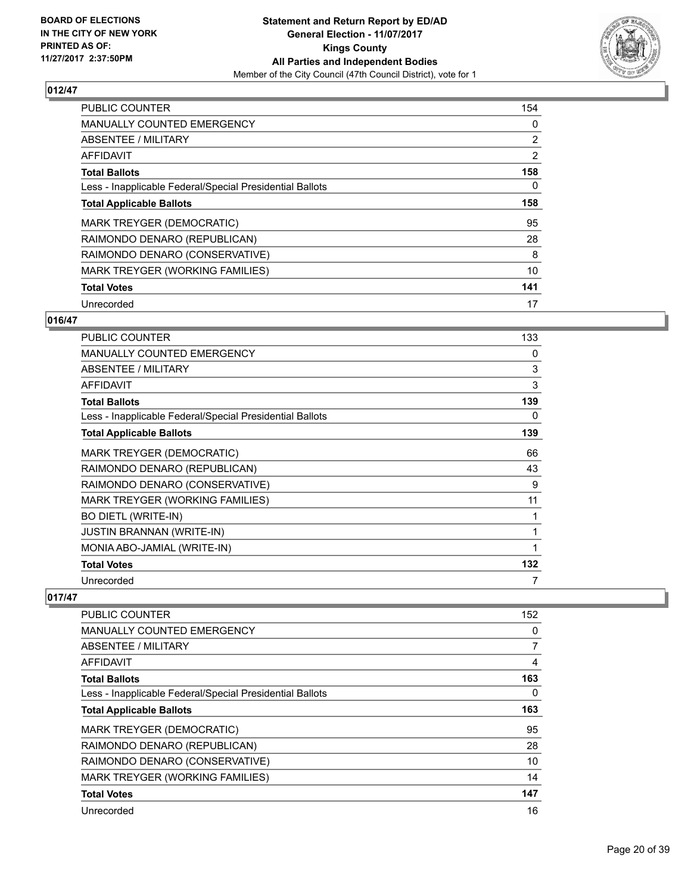## 012/47

| | |
|---|---|
| PUBLIC COUNTER | 154 |
| MANUALLY COUNTED EMERGENCY | 0 |
| ABSENTEE / MILITARY | 2 |
| AFFIDAVIT | 2 |
| **Total Ballots** | **158** |
| Less - Inapplicable Federal/Special Presidential Ballots | 0 |
| **Total Applicable Ballots** | **158** |
| MARK TREYGER (DEMOCRATIC) | 95 |
| RAIMONDO DENARO (REPUBLICAN) | 28 |
| RAIMONDO DENARO (CONSERVATIVE) | 8 |
| MARK TREYGER (WORKING FAMILIES) | 10 |
| **Total Votes** | **141** |
| Unrecorded | 17 |

## 016/47

| | |
|---|---|
| PUBLIC COUNTER | 133 |
| MANUALLY COUNTED EMERGENCY | 0 |
| ABSENTEE / MILITARY | 3 |
| AFFIDAVIT | 3 |
| **Total Ballots** | **139** |
| Less - Inapplicable Federal/Special Presidential Ballots | 0 |
| **Total Applicable Ballots** | **139** |
| MARK TREYGER (DEMOCRATIC) | 66 |
| RAIMONDO DENARO (REPUBLICAN) | 43 |
| RAIMONDO DENARO (CONSERVATIVE) | 9 |
| MARK TREYGER (WORKING FAMILIES) | 11 |
| BO DIETL (WRITE-IN) | 1 |
| JUSTIN BRANNAN (WRITE-IN) | 1 |
| MONIA ABO-JAMIAL (WRITE-IN) | 1 |
| **Total Votes** | **132** |
| Unrecorded | 7 |

## 017/47

| | |
|---|---|
| PUBLIC COUNTER | 152 |
| MANUALLY COUNTED EMERGENCY | 0 |
| ABSENTEE / MILITARY | 7 |
| AFFIDAVIT | 4 |
| **Total Ballots** | **163** |
| Less - Inapplicable Federal/Special Presidential Ballots | 0 |
| **Total Applicable Ballots** | **163** |
| MARK TREYGER (DEMOCRATIC) | 95 |
| RAIMONDO DENARO (REPUBLICAN) | 28 |
| RAIMONDO DENARO (CONSERVATIVE) | 10 |
| MARK TREYGER (WORKING FAMILIES) | 14 |
| **Total Votes** | **147** |
| Unrecorded | 16 |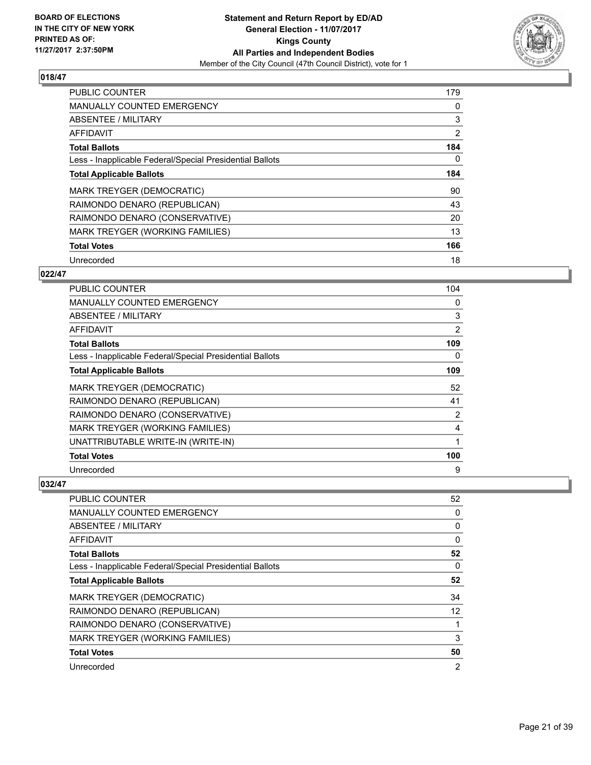**Statement and Return Report by ED/AD**
**General Election - 11/07/2017**
**Kings County**
**All Parties and Independent Bodies**
Member of the City Council (47th Council District), vote for 1

BOARD OF ELECTIONS
IN THE CITY OF NEW YORK
PRINTED AS OF:
11/27/2017 2:37:50PM

## 018/47

| | |
|---|---|
| PUBLIC COUNTER | 179 |
| MANUALLY COUNTED EMERGENCY | 0 |
| ABSENTEE / MILITARY | 3 |
| AFFIDAVIT | 2 |
| **Total Ballots** | **184** |
| Less - Inapplicable Federal/Special Presidential Ballots | 0 |
| **Total Applicable Ballots** | **184** |
| MARK TREYGER (DEMOCRATIC) | 90 |
| RAIMONDO DENARO (REPUBLICAN) | 43 |
| RAIMONDO DENARO (CONSERVATIVE) | 20 |
| MARK TREYGER (WORKING FAMILIES) | 13 |
| **Total Votes** | **166** |
| Unrecorded | 18 |

## 022/47

| | |
|---|---|
| PUBLIC COUNTER | 104 |
| MANUALLY COUNTED EMERGENCY | 0 |
| ABSENTEE / MILITARY | 3 |
| AFFIDAVIT | 2 |
| **Total Ballots** | **109** |
| Less - Inapplicable Federal/Special Presidential Ballots | 0 |
| **Total Applicable Ballots** | **109** |
| MARK TREYGER (DEMOCRATIC) | 52 |
| RAIMONDO DENARO (REPUBLICAN) | 41 |
| RAIMONDO DENARO (CONSERVATIVE) | 2 |
| MARK TREYGER (WORKING FAMILIES) | 4 |
| UNATTRIBUTABLE WRITE-IN (WRITE-IN) | 1 |
| **Total Votes** | **100** |
| Unrecorded | 9 |

## 032/47

| | |
|---|---|
| PUBLIC COUNTER | 52 |
| MANUALLY COUNTED EMERGENCY | 0 |
| ABSENTEE / MILITARY | 0 |
| AFFIDAVIT | 0 |
| **Total Ballots** | **52** |
| Less - Inapplicable Federal/Special Presidential Ballots | 0 |
| **Total Applicable Ballots** | **52** |
| MARK TREYGER (DEMOCRATIC) | 34 |
| RAIMONDO DENARO (REPUBLICAN) | 12 |
| RAIMONDO DENARO (CONSERVATIVE) | 1 |
| MARK TREYGER (WORKING FAMILIES) | 3 |
| **Total Votes** | **50** |
| Unrecorded | 2 |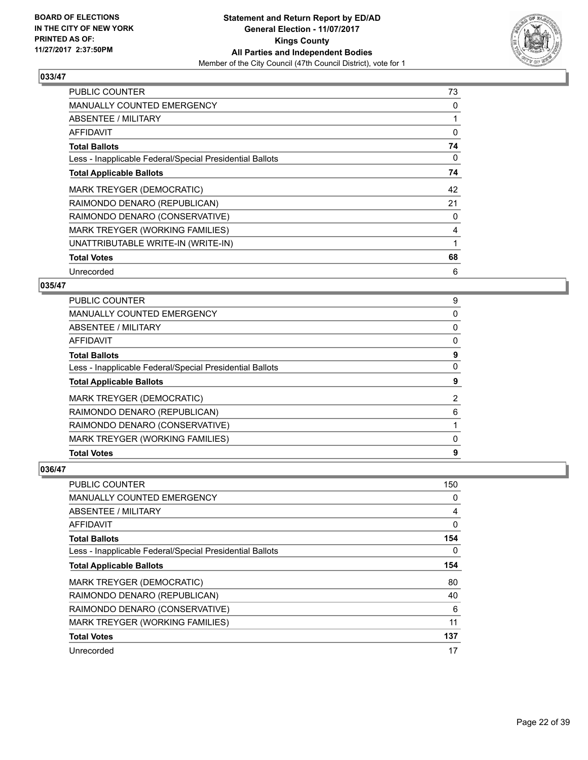**BOARD OF ELECTIONS IN THE CITY OF NEW YORK PRINTED AS OF: 11/27/2017 2:37:50PM**

**Statement and Return Report by ED/AD General Election - 11/07/2017 Kings County All Parties and Independent Bodies**
Member of the City Council (47th Council District), vote for 1

### 033/47

| | |
|---|---|
| PUBLIC COUNTER | 73 |
| MANUALLY COUNTED EMERGENCY | 0 |
| ABSENTEE / MILITARY | 1 |
| AFFIDAVIT | 0 |
| **Total Ballots** | **74** |
| Less - Inapplicable Federal/Special Presidential Ballots | 0 |
| **Total Applicable Ballots** | **74** |
| MARK TREYGER (DEMOCRATIC) | 42 |
| RAIMONDO DENARO (REPUBLICAN) | 21 |
| RAIMONDO DENARO (CONSERVATIVE) | 0 |
| MARK TREYGER (WORKING FAMILIES) | 4 |
| UNATTRIBUTABLE WRITE-IN (WRITE-IN) | 1 |
| **Total Votes** | **68** |
| Unrecorded | 6 |

### 035/47

| | |
|---|---|
| PUBLIC COUNTER | 9 |
| MANUALLY COUNTED EMERGENCY | 0 |
| ABSENTEE / MILITARY | 0 |
| AFFIDAVIT | 0 |
| **Total Ballots** | **9** |
| Less - Inapplicable Federal/Special Presidential Ballots | 0 |
| **Total Applicable Ballots** | **9** |
| MARK TREYGER (DEMOCRATIC) | 2 |
| RAIMONDO DENARO (REPUBLICAN) | 6 |
| RAIMONDO DENARO (CONSERVATIVE) | 1 |
| MARK TREYGER (WORKING FAMILIES) | 0 |
| **Total Votes** | **9** |

### 036/47

| | |
|---|---|
| PUBLIC COUNTER | 150 |
| MANUALLY COUNTED EMERGENCY | 0 |
| ABSENTEE / MILITARY | 4 |
| AFFIDAVIT | 0 |
| **Total Ballots** | **154** |
| Less - Inapplicable Federal/Special Presidential Ballots | 0 |
| **Total Applicable Ballots** | **154** |
| MARK TREYGER (DEMOCRATIC) | 80 |
| RAIMONDO DENARO (REPUBLICAN) | 40 |
| RAIMONDO DENARO (CONSERVATIVE) | 6 |
| MARK TREYGER (WORKING FAMILIES) | 11 |
| **Total Votes** | **137** |
| Unrecorded | 17 |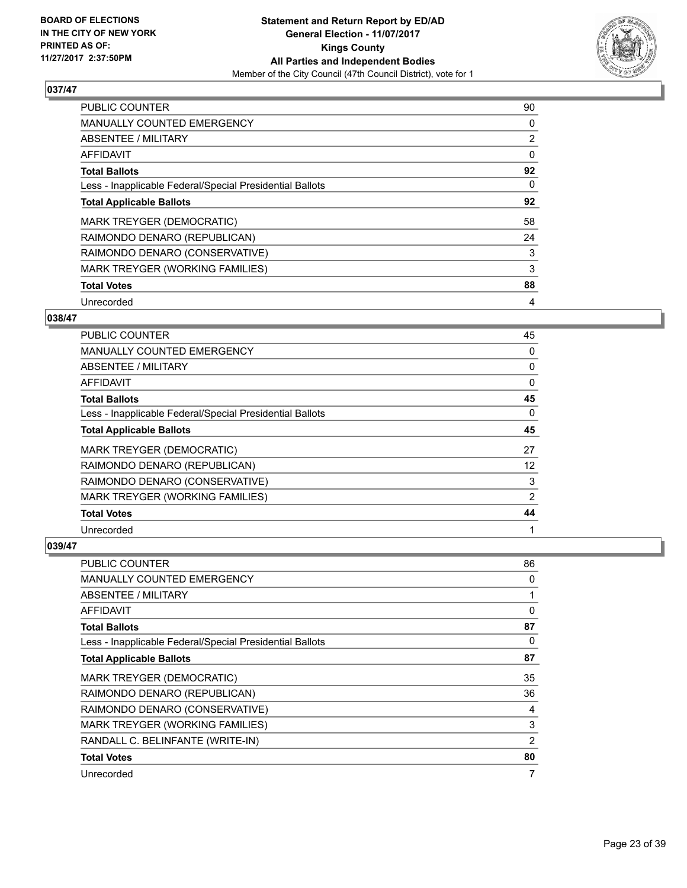**BOARD OF ELECTIONS IN THE CITY OF NEW YORK PRINTED AS OF: 11/27/2017 2:37:50PM**

**Statement and Return Report by ED/AD General Election - 11/07/2017 Kings County All Parties and Independent Bodies**
Member of the City Council (47th Council District), vote for 1

### 037/47

| | |
|---|---|
| PUBLIC COUNTER | 90 |
| MANUALLY COUNTED EMERGENCY | 0 |
| ABSENTEE / MILITARY | 2 |
| AFFIDAVIT | 0 |
| **Total Ballots** | **92** |
| Less - Inapplicable Federal/Special Presidential Ballots | 0 |
| **Total Applicable Ballots** | **92** |
| MARK TREYGER (DEMOCRATIC) | 58 |
| RAIMONDO DENARO (REPUBLICAN) | 24 |
| RAIMONDO DENARO (CONSERVATIVE) | 3 |
| MARK TREYGER (WORKING FAMILIES) | 3 |
| **Total Votes** | **88** |
| Unrecorded | 4 |

### 038/47

| | |
|---|---|
| PUBLIC COUNTER | 45 |
| MANUALLY COUNTED EMERGENCY | 0 |
| ABSENTEE / MILITARY | 0 |
| AFFIDAVIT | 0 |
| **Total Ballots** | **45** |
| Less - Inapplicable Federal/Special Presidential Ballots | 0 |
| **Total Applicable Ballots** | **45** |
| MARK TREYGER (DEMOCRATIC) | 27 |
| RAIMONDO DENARO (REPUBLICAN) | 12 |
| RAIMONDO DENARO (CONSERVATIVE) | 3 |
| MARK TREYGER (WORKING FAMILIES) | 2 |
| **Total Votes** | **44** |
| Unrecorded | 1 |

### 039/47

| | |
|---|---|
| PUBLIC COUNTER | 86 |
| MANUALLY COUNTED EMERGENCY | 0 |
| ABSENTEE / MILITARY | 1 |
| AFFIDAVIT | 0 |
| **Total Ballots** | **87** |
| Less - Inapplicable Federal/Special Presidential Ballots | 0 |
| **Total Applicable Ballots** | **87** |
| MARK TREYGER (DEMOCRATIC) | 35 |
| RAIMONDO DENARO (REPUBLICAN) | 36 |
| RAIMONDO DENARO (CONSERVATIVE) | 4 |
| MARK TREYGER (WORKING FAMILIES) | 3 |
| RANDALL C. BELINFANTE (WRITE-IN) | 2 |
| **Total Votes** | **80** |
| Unrecorded | 7 |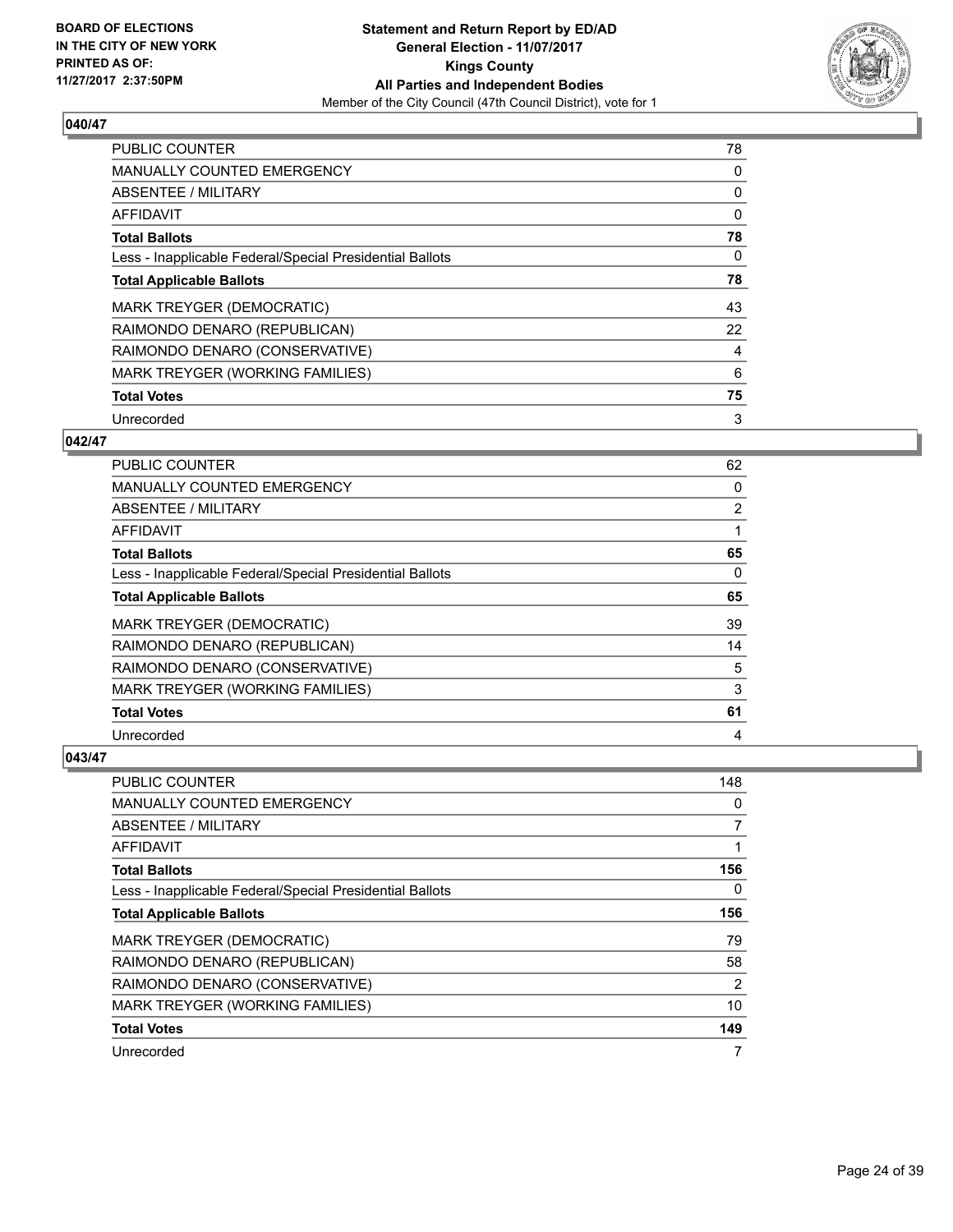**BOARD OF ELECTIONS IN THE CITY OF NEW YORK PRINTED AS OF: 11/27/2017 2:37:50PM**

**Statement and Return Report by ED/AD General Election - 11/07/2017 Kings County All Parties and Independent Bodies**

Member of the City Council (47th Council District), vote for 1

### 040/47

| | |
|---|---|
| PUBLIC COUNTER | 78 |
| MANUALLY COUNTED EMERGENCY | 0 |
| ABSENTEE / MILITARY | 0 |
| AFFIDAVIT | 0 |
| **Total Ballots** | **78** |
| Less - Inapplicable Federal/Special Presidential Ballots | 0 |
| **Total Applicable Ballots** | **78** |
| MARK TREYGER (DEMOCRATIC) | 43 |
| RAIMONDO DENARO (REPUBLICAN) | 22 |
| RAIMONDO DENARO (CONSERVATIVE) | 4 |
| MARK TREYGER (WORKING FAMILIES) | 6 |
| **Total Votes** | **75** |
| Unrecorded | 3 |

### 042/47

| | |
|---|---|
| PUBLIC COUNTER | 62 |
| MANUALLY COUNTED EMERGENCY | 0 |
| ABSENTEE / MILITARY | 2 |
| AFFIDAVIT | 1 |
| **Total Ballots** | **65** |
| Less - Inapplicable Federal/Special Presidential Ballots | 0 |
| **Total Applicable Ballots** | **65** |
| MARK TREYGER (DEMOCRATIC) | 39 |
| RAIMONDO DENARO (REPUBLICAN) | 14 |
| RAIMONDO DENARO (CONSERVATIVE) | 5 |
| MARK TREYGER (WORKING FAMILIES) | 3 |
| **Total Votes** | **61** |
| Unrecorded | 4 |

### 043/47

| | |
|---|---|
| PUBLIC COUNTER | 148 |
| MANUALLY COUNTED EMERGENCY | 0 |
| ABSENTEE / MILITARY | 7 |
| AFFIDAVIT | 1 |
| **Total Ballots** | **156** |
| Less - Inapplicable Federal/Special Presidential Ballots | 0 |
| **Total Applicable Ballots** | **156** |
| MARK TREYGER (DEMOCRATIC) | 79 |
| RAIMONDO DENARO (REPUBLICAN) | 58 |
| RAIMONDO DENARO (CONSERVATIVE) | 2 |
| MARK TREYGER (WORKING FAMILIES) | 10 |
| **Total Votes** | **149** |
| Unrecorded | 7 |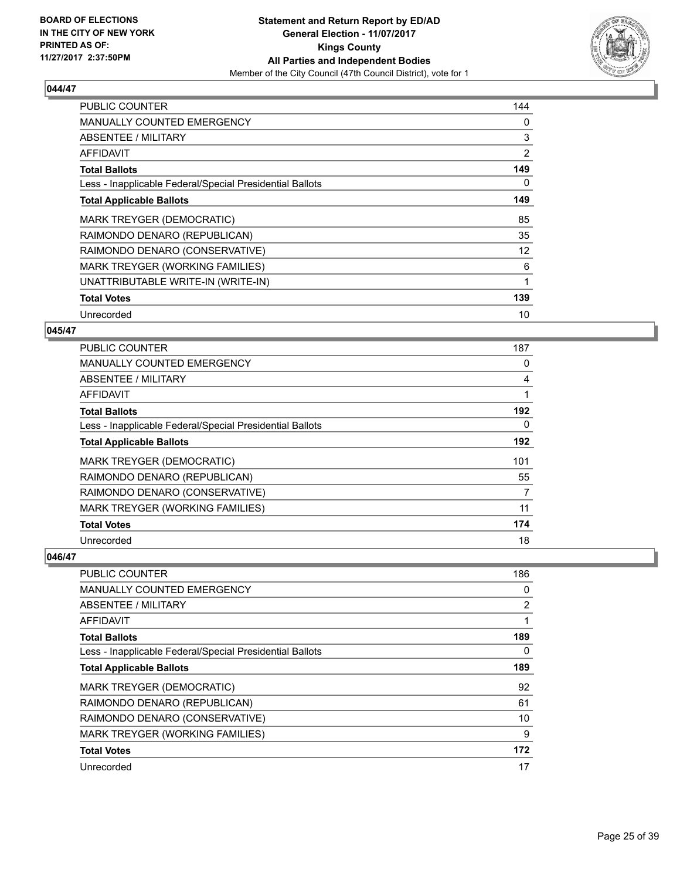**BOARD OF ELECTIONS IN THE CITY OF NEW YORK PRINTED AS OF: 11/27/2017 2:37:50PM**

**Statement and Return Report by ED/AD**
**General Election - 11/07/2017**
**Kings County**
**All Parties and Independent Bodies**
Member of the City Council (47th Council District), vote for 1

### 044/47

| | |
|---|---|
| PUBLIC COUNTER | 144 |
| MANUALLY COUNTED EMERGENCY | 0 |
| ABSENTEE / MILITARY | 3 |
| AFFIDAVIT | 2 |
| **Total Ballots** | **149** |
| Less - Inapplicable Federal/Special Presidential Ballots | 0 |
| **Total Applicable Ballots** | **149** |
| MARK TREYGER (DEMOCRATIC) | 85 |
| RAIMONDO DENARO (REPUBLICAN) | 35 |
| RAIMONDO DENARO (CONSERVATIVE) | 12 |
| MARK TREYGER (WORKING FAMILIES) | 6 |
| UNATTRIBUTABLE WRITE-IN (WRITE-IN) | 1 |
| **Total Votes** | **139** |
| Unrecorded | 10 |

### 045/47

| | |
|---|---|
| PUBLIC COUNTER | 187 |
| MANUALLY COUNTED EMERGENCY | 0 |
| ABSENTEE / MILITARY | 4 |
| AFFIDAVIT | 1 |
| **Total Ballots** | **192** |
| Less - Inapplicable Federal/Special Presidential Ballots | 0 |
| **Total Applicable Ballots** | **192** |
| MARK TREYGER (DEMOCRATIC) | 101 |
| RAIMONDO DENARO (REPUBLICAN) | 55 |
| RAIMONDO DENARO (CONSERVATIVE) | 7 |
| MARK TREYGER (WORKING FAMILIES) | 11 |
| **Total Votes** | **174** |
| Unrecorded | 18 |

### 046/47

| | |
|---|---|
| PUBLIC COUNTER | 186 |
| MANUALLY COUNTED EMERGENCY | 0 |
| ABSENTEE / MILITARY | 2 |
| AFFIDAVIT | 1 |
| **Total Ballots** | **189** |
| Less - Inapplicable Federal/Special Presidential Ballots | 0 |
| **Total Applicable Ballots** | **189** |
| MARK TREYGER (DEMOCRATIC) | 92 |
| RAIMONDO DENARO (REPUBLICAN) | 61 |
| RAIMONDO DENARO (CONSERVATIVE) | 10 |
| MARK TREYGER (WORKING FAMILIES) | 9 |
| **Total Votes** | **172** |
| Unrecorded | 17 |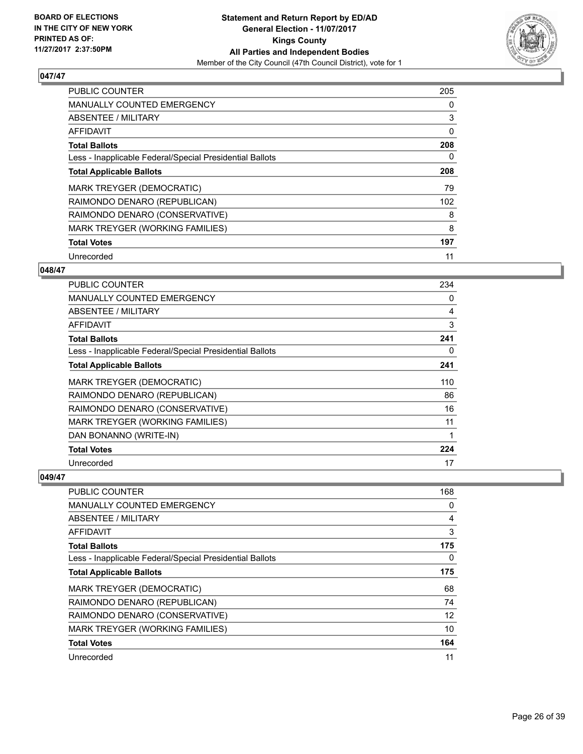**BOARD OF ELECTIONS IN THE CITY OF NEW YORK PRINTED AS OF: 11/27/2017 2:37:50PM**

**Statement and Return Report by ED/AD**
**General Election - 11/07/2017**
**Kings County**
**All Parties and Independent Bodies**
Member of the City Council (47th Council District), vote for 1

## 047/47

| | |
|---|---|
| PUBLIC COUNTER | 205 |
| MANUALLY COUNTED EMERGENCY | 0 |
| ABSENTEE / MILITARY | 3 |
| AFFIDAVIT | 0 |
| **Total Ballots** | **208** |
| Less - Inapplicable Federal/Special Presidential Ballots | 0 |
| **Total Applicable Ballots** | **208** |
| MARK TREYGER (DEMOCRATIC) | 79 |
| RAIMONDO DENARO (REPUBLICAN) | 102 |
| RAIMONDO DENARO (CONSERVATIVE) | 8 |
| MARK TREYGER (WORKING FAMILIES) | 8 |
| **Total Votes** | **197** |
| Unrecorded | 11 |

## 048/47

| | |
|---|---|
| PUBLIC COUNTER | 234 |
| MANUALLY COUNTED EMERGENCY | 0 |
| ABSENTEE / MILITARY | 4 |
| AFFIDAVIT | 3 |
| **Total Ballots** | **241** |
| Less - Inapplicable Federal/Special Presidential Ballots | 0 |
| **Total Applicable Ballots** | **241** |
| MARK TREYGER (DEMOCRATIC) | 110 |
| RAIMONDO DENARO (REPUBLICAN) | 86 |
| RAIMONDO DENARO (CONSERVATIVE) | 16 |
| MARK TREYGER (WORKING FAMILIES) | 11 |
| DAN BONANNO (WRITE-IN) | 1 |
| **Total Votes** | **224** |
| Unrecorded | 17 |

## 049/47

| | |
|---|---|
| PUBLIC COUNTER | 168 |
| MANUALLY COUNTED EMERGENCY | 0 |
| ABSENTEE / MILITARY | 4 |
| AFFIDAVIT | 3 |
| **Total Ballots** | **175** |
| Less - Inapplicable Federal/Special Presidential Ballots | 0 |
| **Total Applicable Ballots** | **175** |
| MARK TREYGER (DEMOCRATIC) | 68 |
| RAIMONDO DENARO (REPUBLICAN) | 74 |
| RAIMONDO DENARO (CONSERVATIVE) | 12 |
| MARK TREYGER (WORKING FAMILIES) | 10 |
| **Total Votes** | **164** |
| Unrecorded | 11 |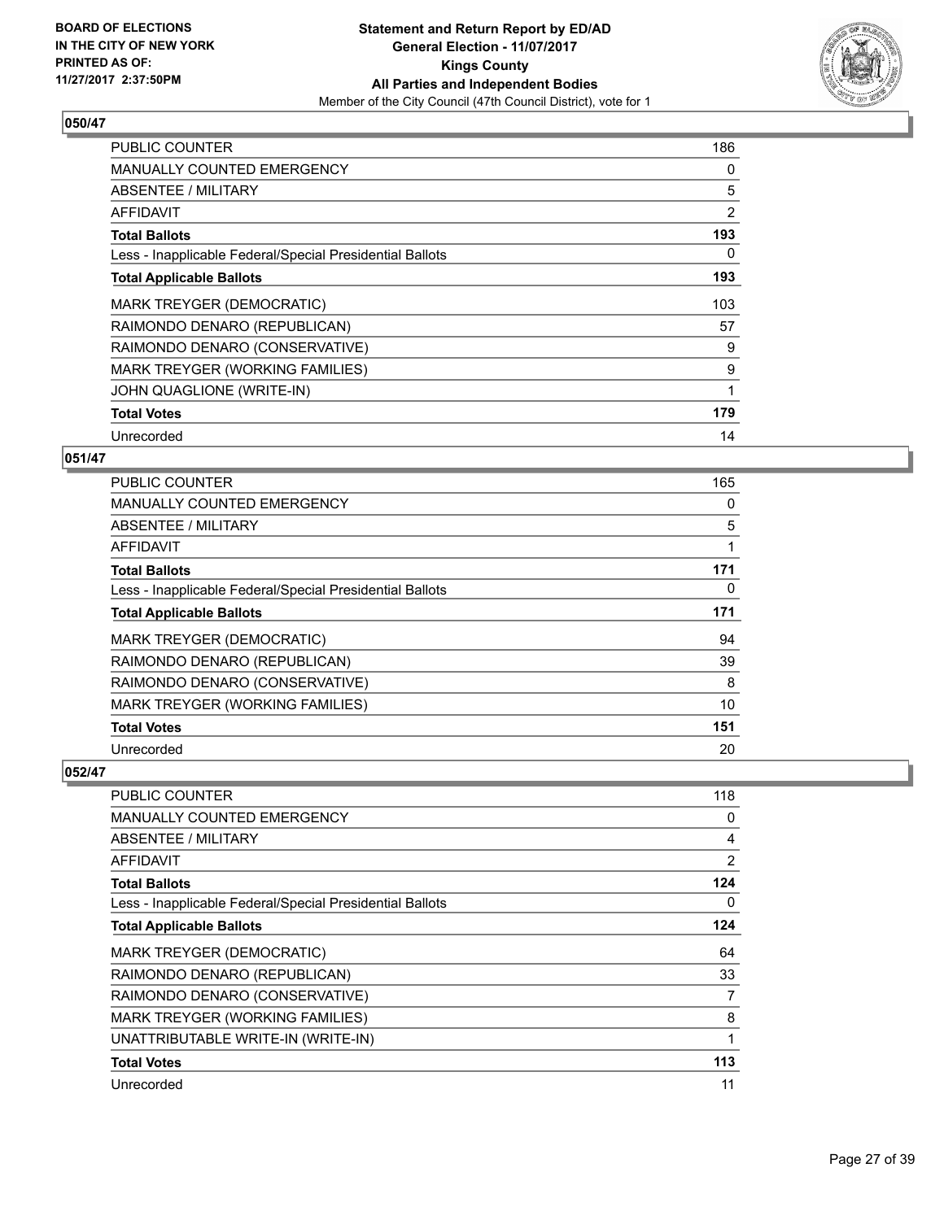**BOARD OF ELECTIONS IN THE CITY OF NEW YORK**
**PRINTED AS OF: 11/27/2017 2:37:50PM**

**Statement and Return Report by ED/AD**
**General Election - 11/07/2017**
**Kings County**
**All Parties and Independent Bodies**
Member of the City Council (47th Council District), vote for 1

## 050/47

| | |
|---|---|
| PUBLIC COUNTER | 186 |
| MANUALLY COUNTED EMERGENCY | 0 |
| ABSENTEE / MILITARY | 5 |
| AFFIDAVIT | 2 |
| **Total Ballots** | **193** |
| Less - Inapplicable Federal/Special Presidential Ballots | 0 |
| **Total Applicable Ballots** | **193** |
| MARK TREYGER (DEMOCRATIC) | 103 |
| RAIMONDO DENARO (REPUBLICAN) | 57 |
| RAIMONDO DENARO (CONSERVATIVE) | 9 |
| MARK TREYGER (WORKING FAMILIES) | 9 |
| JOHN QUAGLIONE (WRITE-IN) | 1 |
| **Total Votes** | **179** |
| Unrecorded | 14 |

## 051/47

| | |
|---|---|
| PUBLIC COUNTER | 165 |
| MANUALLY COUNTED EMERGENCY | 0 |
| ABSENTEE / MILITARY | 5 |
| AFFIDAVIT | 1 |
| **Total Ballots** | **171** |
| Less - Inapplicable Federal/Special Presidential Ballots | 0 |
| **Total Applicable Ballots** | **171** |
| MARK TREYGER (DEMOCRATIC) | 94 |
| RAIMONDO DENARO (REPUBLICAN) | 39 |
| RAIMONDO DENARO (CONSERVATIVE) | 8 |
| MARK TREYGER (WORKING FAMILIES) | 10 |
| **Total Votes** | **151** |
| Unrecorded | 20 |

## 052/47

| | |
|---|---|
| PUBLIC COUNTER | 118 |
| MANUALLY COUNTED EMERGENCY | 0 |
| ABSENTEE / MILITARY | 4 |
| AFFIDAVIT | 2 |
| **Total Ballots** | **124** |
| Less - Inapplicable Federal/Special Presidential Ballots | 0 |
| **Total Applicable Ballots** | **124** |
| MARK TREYGER (DEMOCRATIC) | 64 |
| RAIMONDO DENARO (REPUBLICAN) | 33 |
| RAIMONDO DENARO (CONSERVATIVE) | 7 |
| MARK TREYGER (WORKING FAMILIES) | 8 |
| UNATTRIBUTABLE WRITE-IN (WRITE-IN) | 1 |
| **Total Votes** | **113** |
| Unrecorded | 11 |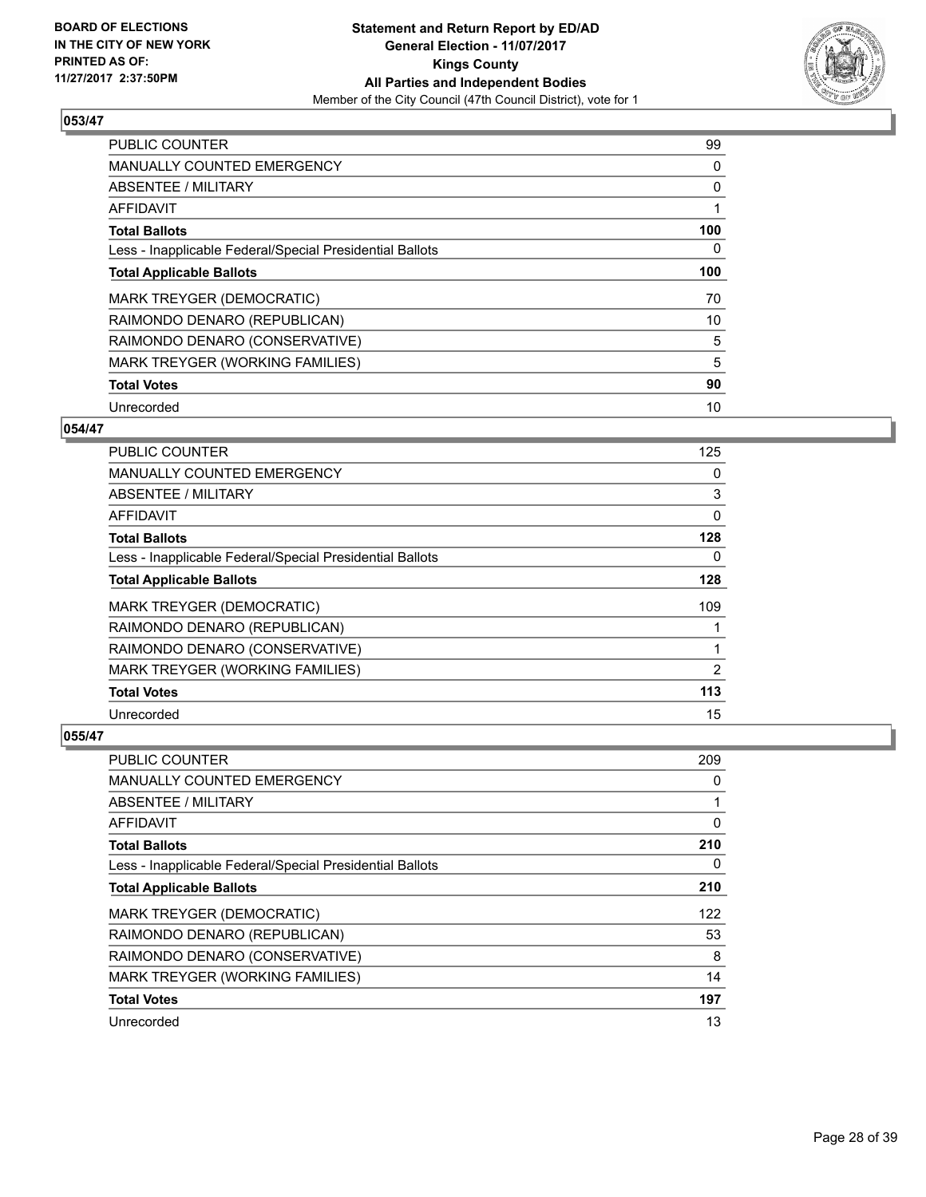BOARD OF ELECTIONS
IN THE CITY OF NEW YORK
PRINTED AS OF:
11/27/2017 2:37:50PM

**Statement and Return Report by ED/AD**
**General Election - 11/07/2017**
**Kings County**
**All Parties and Independent Bodies**
Member of the City Council (47th Council District), vote for 1

### 053/47

| | |
|---|---|
| PUBLIC COUNTER | 99 |
| MANUALLY COUNTED EMERGENCY | 0 |
| ABSENTEE / MILITARY | 0 |
| AFFIDAVIT | 1 |
| **Total Ballots** | **100** |
| Less - Inapplicable Federal/Special Presidential Ballots | 0 |
| **Total Applicable Ballots** | **100** |
| MARK TREYGER (DEMOCRATIC) | 70 |
| RAIMONDO DENARO (REPUBLICAN) | 10 |
| RAIMONDO DENARO (CONSERVATIVE) | 5 |
| MARK TREYGER (WORKING FAMILIES) | 5 |
| **Total Votes** | **90** |
| Unrecorded | 10 |

### 054/47

| | |
|---|---|
| PUBLIC COUNTER | 125 |
| MANUALLY COUNTED EMERGENCY | 0 |
| ABSENTEE / MILITARY | 3 |
| AFFIDAVIT | 0 |
| **Total Ballots** | **128** |
| Less - Inapplicable Federal/Special Presidential Ballots | 0 |
| **Total Applicable Ballots** | **128** |
| MARK TREYGER (DEMOCRATIC) | 109 |
| RAIMONDO DENARO (REPUBLICAN) | 1 |
| RAIMONDO DENARO (CONSERVATIVE) | 1 |
| MARK TREYGER (WORKING FAMILIES) | 2 |
| **Total Votes** | **113** |
| Unrecorded | 15 |

### 055/47

| | |
|---|---|
| PUBLIC COUNTER | 209 |
| MANUALLY COUNTED EMERGENCY | 0 |
| ABSENTEE / MILITARY | 1 |
| AFFIDAVIT | 0 |
| **Total Ballots** | **210** |
| Less - Inapplicable Federal/Special Presidential Ballots | 0 |
| **Total Applicable Ballots** | **210** |
| MARK TREYGER (DEMOCRATIC) | 122 |
| RAIMONDO DENARO (REPUBLICAN) | 53 |
| RAIMONDO DENARO (CONSERVATIVE) | 8 |
| MARK TREYGER (WORKING FAMILIES) | 14 |
| **Total Votes** | **197** |
| Unrecorded | 13 |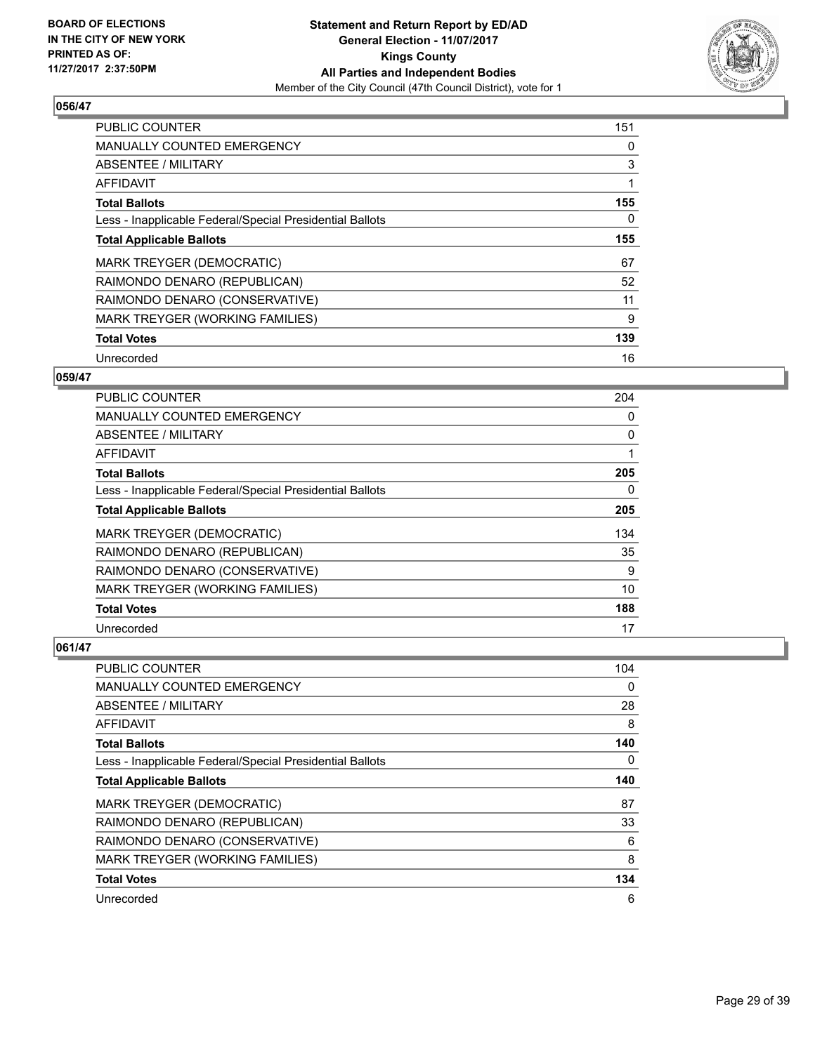**BOARD OF ELECTIONS IN THE CITY OF NEW YORK PRINTED AS OF: 11/27/2017 2:37:50PM**

**Statement and Return Report by ED/AD**
**General Election - 11/07/2017**
**Kings County**
**All Parties and Independent Bodies**
Member of the City Council (47th Council District), vote for 1

### 056/47

| | |
|---|---|
| PUBLIC COUNTER | 151 |
| MANUALLY COUNTED EMERGENCY | 0 |
| ABSENTEE / MILITARY | 3 |
| AFFIDAVIT | 1 |
| **Total Ballots** | **155** |
| Less - Inapplicable Federal/Special Presidential Ballots | 0 |
| **Total Applicable Ballots** | **155** |
| MARK TREYGER (DEMOCRATIC) | 67 |
| RAIMONDO DENARO (REPUBLICAN) | 52 |
| RAIMONDO DENARO (CONSERVATIVE) | 11 |
| MARK TREYGER (WORKING FAMILIES) | 9 |
| **Total Votes** | **139** |
| Unrecorded | 16 |

### 059/47

| | |
|---|---|
| PUBLIC COUNTER | 204 |
| MANUALLY COUNTED EMERGENCY | 0 |
| ABSENTEE / MILITARY | 0 |
| AFFIDAVIT | 1 |
| **Total Ballots** | **205** |
| Less - Inapplicable Federal/Special Presidential Ballots | 0 |
| **Total Applicable Ballots** | **205** |
| MARK TREYGER (DEMOCRATIC) | 134 |
| RAIMONDO DENARO (REPUBLICAN) | 35 |
| RAIMONDO DENARO (CONSERVATIVE) | 9 |
| MARK TREYGER (WORKING FAMILIES) | 10 |
| **Total Votes** | **188** |
| Unrecorded | 17 |

### 061/47

| | |
|---|---|
| PUBLIC COUNTER | 104 |
| MANUALLY COUNTED EMERGENCY | 0 |
| ABSENTEE / MILITARY | 28 |
| AFFIDAVIT | 8 |
| **Total Ballots** | **140** |
| Less - Inapplicable Federal/Special Presidential Ballots | 0 |
| **Total Applicable Ballots** | **140** |
| MARK TREYGER (DEMOCRATIC) | 87 |
| RAIMONDO DENARO (REPUBLICAN) | 33 |
| RAIMONDO DENARO (CONSERVATIVE) | 6 |
| MARK TREYGER (WORKING FAMILIES) | 8 |
| **Total Votes** | **134** |
| Unrecorded | 6 |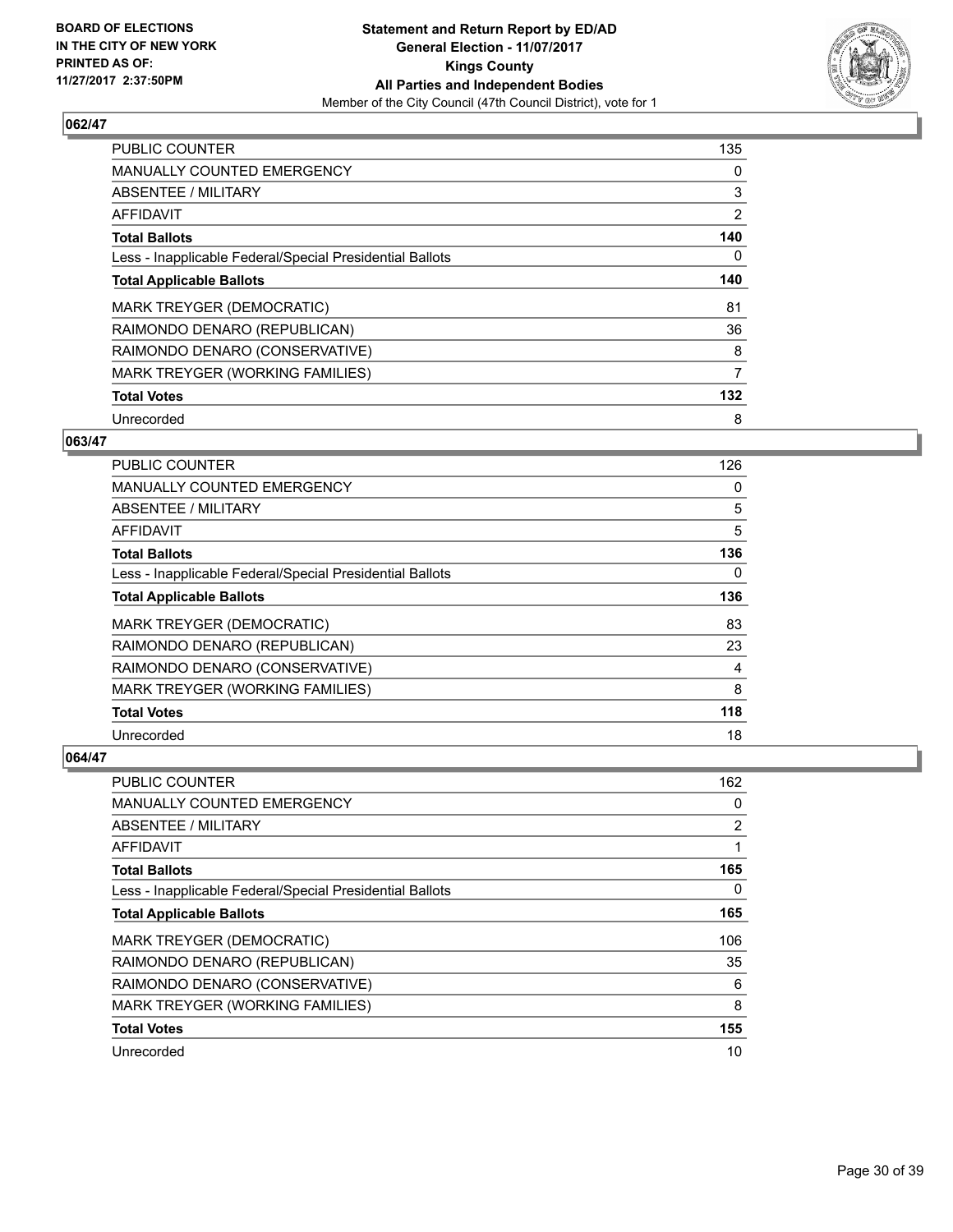BOARD OF ELECTIONS
IN THE CITY OF NEW YORK
PRINTED AS OF:
11/27/2017 2:37:50PM

**Statement and Return Report by ED/AD**
**General Election - 11/07/2017**
**Kings County**
**All Parties and Independent Bodies**
Member of the City Council (47th Council District), vote for 1

## 062/47

| | |
|---|---|
| PUBLIC COUNTER | 135 |
| MANUALLY COUNTED EMERGENCY | 0 |
| ABSENTEE / MILITARY | 3 |
| AFFIDAVIT | 2 |
| **Total Ballots** | **140** |
| Less - Inapplicable Federal/Special Presidential Ballots | 0 |
| **Total Applicable Ballots** | **140** |
| MARK TREYGER (DEMOCRATIC) | 81 |
| RAIMONDO DENARO (REPUBLICAN) | 36 |
| RAIMONDO DENARO (CONSERVATIVE) | 8 |
| MARK TREYGER (WORKING FAMILIES) | 7 |
| **Total Votes** | **132** |
| Unrecorded | 8 |

## 063/47

| | |
|---|---|
| PUBLIC COUNTER | 126 |
| MANUALLY COUNTED EMERGENCY | 0 |
| ABSENTEE / MILITARY | 5 |
| AFFIDAVIT | 5 |
| **Total Ballots** | **136** |
| Less - Inapplicable Federal/Special Presidential Ballots | 0 |
| **Total Applicable Ballots** | **136** |
| MARK TREYGER (DEMOCRATIC) | 83 |
| RAIMONDO DENARO (REPUBLICAN) | 23 |
| RAIMONDO DENARO (CONSERVATIVE) | 4 |
| MARK TREYGER (WORKING FAMILIES) | 8 |
| **Total Votes** | **118** |
| Unrecorded | 18 |

## 064/47

| | |
|---|---|
| PUBLIC COUNTER | 162 |
| MANUALLY COUNTED EMERGENCY | 0 |
| ABSENTEE / MILITARY | 2 |
| AFFIDAVIT | 1 |
| **Total Ballots** | **165** |
| Less - Inapplicable Federal/Special Presidential Ballots | 0 |
| **Total Applicable Ballots** | **165** |
| MARK TREYGER (DEMOCRATIC) | 106 |
| RAIMONDO DENARO (REPUBLICAN) | 35 |
| RAIMONDO DENARO (CONSERVATIVE) | 6 |
| MARK TREYGER (WORKING FAMILIES) | 8 |
| **Total Votes** | **155** |
| Unrecorded | 10 |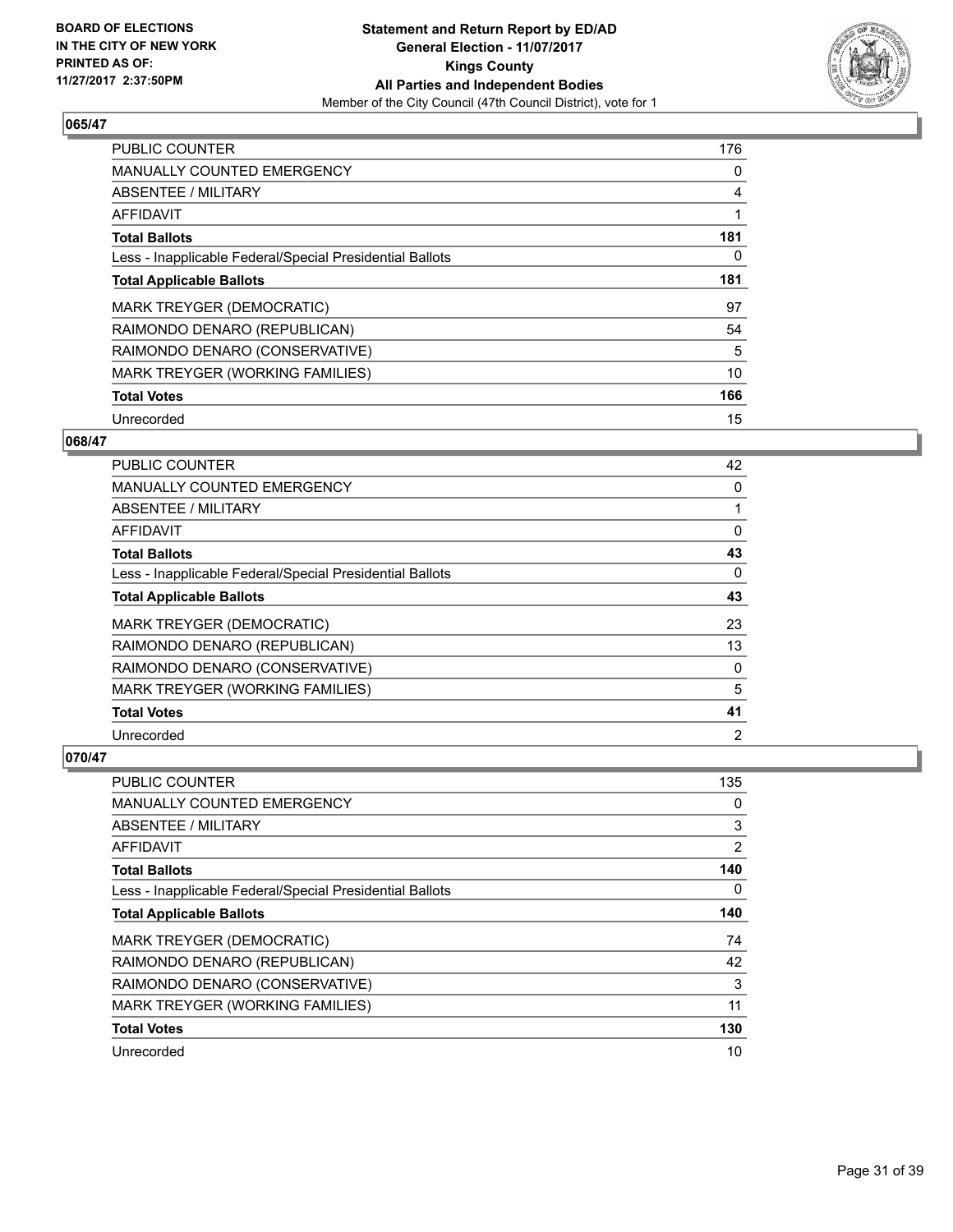**BOARD OF ELECTIONS IN THE CITY OF NEW YORK PRINTED AS OF: 11/27/2017 2:37:50PM**

**Statement and Return Report by ED/AD**
**General Election - 11/07/2017**
**Kings County**
**All Parties and Independent Bodies**
Member of the City Council (47th Council District), vote for 1

### 065/47

| | |
|---|---|
| PUBLIC COUNTER | 176 |
| MANUALLY COUNTED EMERGENCY | 0 |
| ABSENTEE / MILITARY | 4 |
| AFFIDAVIT | 1 |
| **Total Ballots** | **181** |
| Less - Inapplicable Federal/Special Presidential Ballots | 0 |
| **Total Applicable Ballots** | **181** |
| MARK TREYGER (DEMOCRATIC) | 97 |
| RAIMONDO DENARO (REPUBLICAN) | 54 |
| RAIMONDO DENARO (CONSERVATIVE) | 5 |
| MARK TREYGER (WORKING FAMILIES) | 10 |
| **Total Votes** | **166** |
| Unrecorded | 15 |

### 068/47

| | |
|---|---|
| PUBLIC COUNTER | 42 |
| MANUALLY COUNTED EMERGENCY | 0 |
| ABSENTEE / MILITARY | 1 |
| AFFIDAVIT | 0 |
| **Total Ballots** | **43** |
| Less - Inapplicable Federal/Special Presidential Ballots | 0 |
| **Total Applicable Ballots** | **43** |
| MARK TREYGER (DEMOCRATIC) | 23 |
| RAIMONDO DENARO (REPUBLICAN) | 13 |
| RAIMONDO DENARO (CONSERVATIVE) | 0 |
| MARK TREYGER (WORKING FAMILIES) | 5 |
| **Total Votes** | **41** |
| Unrecorded | 2 |

### 070/47

| | |
|---|---|
| PUBLIC COUNTER | 135 |
| MANUALLY COUNTED EMERGENCY | 0 |
| ABSENTEE / MILITARY | 3 |
| AFFIDAVIT | 2 |
| **Total Ballots** | **140** |
| Less - Inapplicable Federal/Special Presidential Ballots | 0 |
| **Total Applicable Ballots** | **140** |
| MARK TREYGER (DEMOCRATIC) | 74 |
| RAIMONDO DENARO (REPUBLICAN) | 42 |
| RAIMONDO DENARO (CONSERVATIVE) | 3 |
| MARK TREYGER (WORKING FAMILIES) | 11 |
| **Total Votes** | **130** |
| Unrecorded | 10 |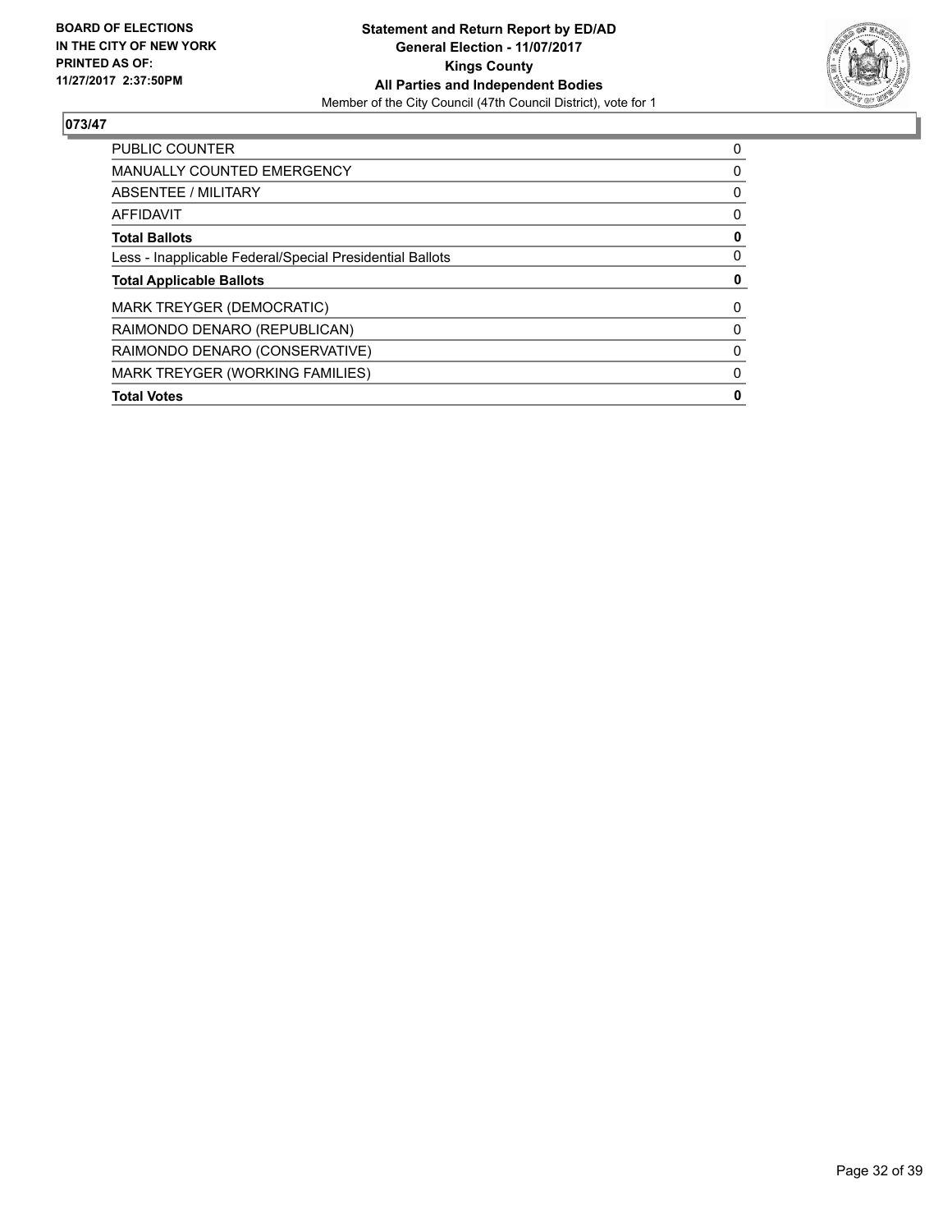**BOARD OF ELECTIONS IN THE CITY OF NEW YORK PRINTED AS OF: 11/27/2017 2:37:50PM**

**Statement and Return Report by ED/AD General Election - 11/07/2017 Kings County All Parties and Independent Bodies**

Member of the City Council (47th Council District), vote for 1

## 073/47

| | |
|---|---|
| PUBLIC COUNTER | 0 |
| MANUALLY COUNTED EMERGENCY | 0 |
| ABSENTEE / MILITARY | 0 |
| AFFIDAVIT | 0 |
| **Total Ballots** | **0** |
| Less - Inapplicable Federal/Special Presidential Ballots | 0 |
| **Total Applicable Ballots** | **0** |
| MARK TREYGER (DEMOCRATIC) | 0 |
| RAIMONDO DENARO (REPUBLICAN) | 0 |
| RAIMONDO DENARO (CONSERVATIVE) | 0 |
| MARK TREYGER (WORKING FAMILIES) | 0 |
| **Total Votes** | **0** |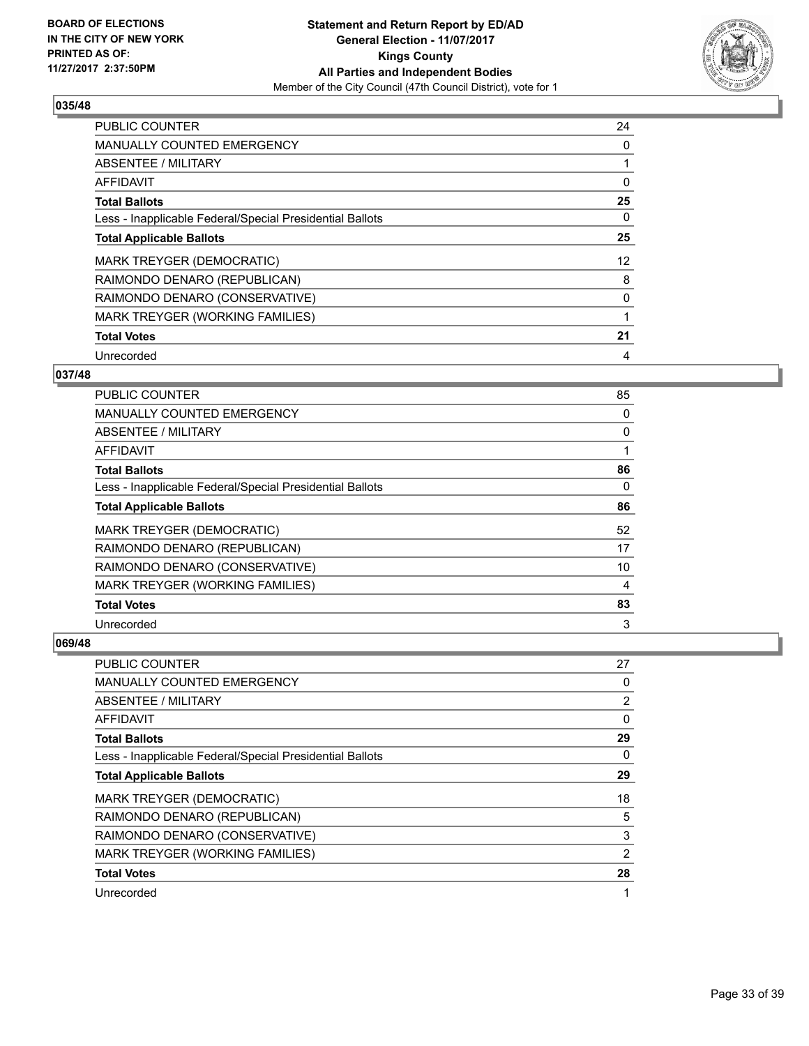**BOARD OF ELECTIONS IN THE CITY OF NEW YORK PRINTED AS OF: 11/27/2017 2:37:50PM**

**Statement and Return Report by ED/AD General Election - 11/07/2017 Kings County All Parties and Independent Bodies**

Member of the City Council (47th Council District), vote for 1

### 035/48

| | |
|---|---|
| PUBLIC COUNTER | 24 |
| MANUALLY COUNTED EMERGENCY | 0 |
| ABSENTEE / MILITARY | 1 |
| AFFIDAVIT | 0 |
| **Total Ballots** | **25** |
| Less - Inapplicable Federal/Special Presidential Ballots | 0 |
| **Total Applicable Ballots** | **25** |
| MARK TREYGER (DEMOCRATIC) | 12 |
| RAIMONDO DENARO (REPUBLICAN) | 8 |
| RAIMONDO DENARO (CONSERVATIVE) | 0 |
| MARK TREYGER (WORKING FAMILIES) | 1 |
| **Total Votes** | **21** |
| Unrecorded | 4 |

### 037/48

| | |
|---|---|
| PUBLIC COUNTER | 85 |
| MANUALLY COUNTED EMERGENCY | 0 |
| ABSENTEE / MILITARY | 0 |
| AFFIDAVIT | 1 |
| **Total Ballots** | **86** |
| Less - Inapplicable Federal/Special Presidential Ballots | 0 |
| **Total Applicable Ballots** | **86** |
| MARK TREYGER (DEMOCRATIC) | 52 |
| RAIMONDO DENARO (REPUBLICAN) | 17 |
| RAIMONDO DENARO (CONSERVATIVE) | 10 |
| MARK TREYGER (WORKING FAMILIES) | 4 |
| **Total Votes** | **83** |
| Unrecorded | 3 |

### 069/48

| | |
|---|---|
| PUBLIC COUNTER | 27 |
| MANUALLY COUNTED EMERGENCY | 0 |
| ABSENTEE / MILITARY | 2 |
| AFFIDAVIT | 0 |
| **Total Ballots** | **29** |
| Less - Inapplicable Federal/Special Presidential Ballots | 0 |
| **Total Applicable Ballots** | **29** |
| MARK TREYGER (DEMOCRATIC) | 18 |
| RAIMONDO DENARO (REPUBLICAN) | 5 |
| RAIMONDO DENARO (CONSERVATIVE) | 3 |
| MARK TREYGER (WORKING FAMILIES) | 2 |
| **Total Votes** | **28** |
| Unrecorded | 1 |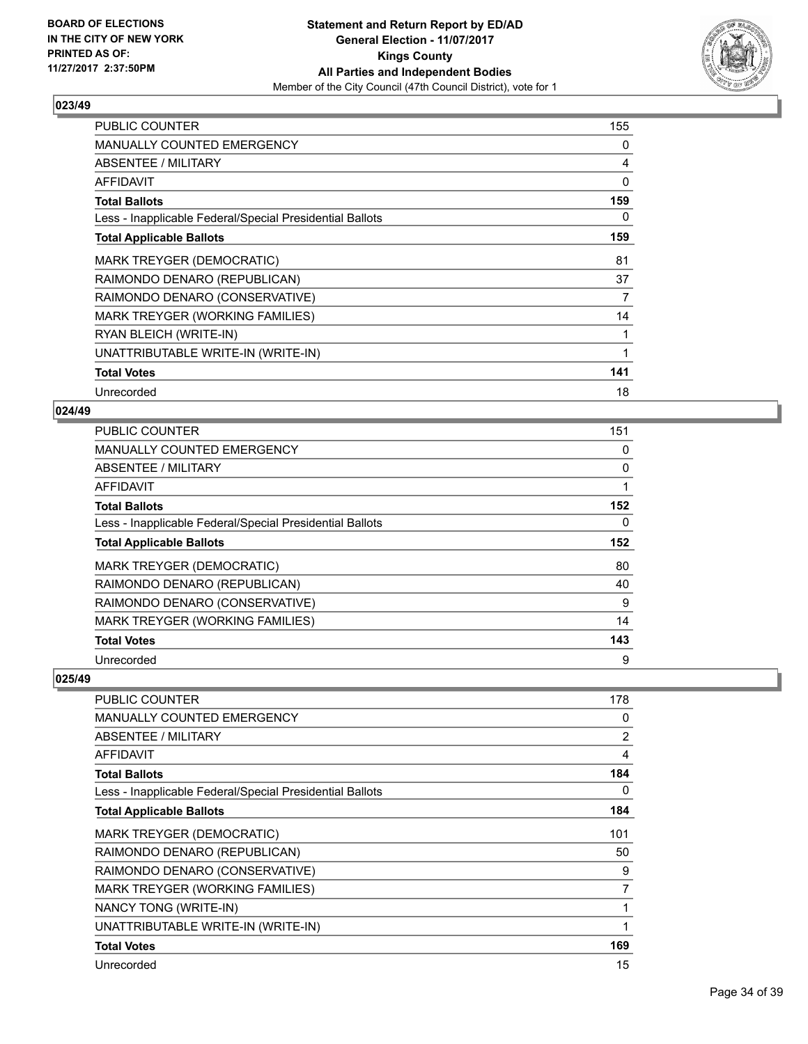BOARD OF ELECTIONS
IN THE CITY OF NEW YORK
PRINTED AS OF:
11/27/2017 2:37:50PM

**Statement and Return Report by ED/AD**
**General Election - 11/07/2017**
**Kings County**
**All Parties and Independent Bodies**
Member of the City Council (47th Council District), vote for 1

### 023/49

| | |
|---|---|
| PUBLIC COUNTER | 155 |
| MANUALLY COUNTED EMERGENCY | 0 |
| ABSENTEE / MILITARY | 4 |
| AFFIDAVIT | 0 |
| **Total Ballots** | **159** |
| Less - Inapplicable Federal/Special Presidential Ballots | 0 |
| **Total Applicable Ballots** | **159** |
| MARK TREYGER (DEMOCRATIC) | 81 |
| RAIMONDO DENARO (REPUBLICAN) | 37 |
| RAIMONDO DENARO (CONSERVATIVE) | 7 |
| MARK TREYGER (WORKING FAMILIES) | 14 |
| RYAN BLEICH (WRITE-IN) | 1 |
| UNATTRIBUTABLE WRITE-IN (WRITE-IN) | 1 |
| **Total Votes** | **141** |
| Unrecorded | 18 |

### 024/49

| | |
|---|---|
| PUBLIC COUNTER | 151 |
| MANUALLY COUNTED EMERGENCY | 0 |
| ABSENTEE / MILITARY | 0 |
| AFFIDAVIT | 1 |
| **Total Ballots** | **152** |
| Less - Inapplicable Federal/Special Presidential Ballots | 0 |
| **Total Applicable Ballots** | **152** |
| MARK TREYGER (DEMOCRATIC) | 80 |
| RAIMONDO DENARO (REPUBLICAN) | 40 |
| RAIMONDO DENARO (CONSERVATIVE) | 9 |
| MARK TREYGER (WORKING FAMILIES) | 14 |
| **Total Votes** | **143** |
| Unrecorded | 9 |

### 025/49

| | |
|---|---|
| PUBLIC COUNTER | 178 |
| MANUALLY COUNTED EMERGENCY | 0 |
| ABSENTEE / MILITARY | 2 |
| AFFIDAVIT | 4 |
| **Total Ballots** | **184** |
| Less - Inapplicable Federal/Special Presidential Ballots | 0 |
| **Total Applicable Ballots** | **184** |
| MARK TREYGER (DEMOCRATIC) | 101 |
| RAIMONDO DENARO (REPUBLICAN) | 50 |
| RAIMONDO DENARO (CONSERVATIVE) | 9 |
| MARK TREYGER (WORKING FAMILIES) | 7 |
| NANCY TONG (WRITE-IN) | 1 |
| UNATTRIBUTABLE WRITE-IN (WRITE-IN) | 1 |
| **Total Votes** | **169** |
| Unrecorded | 15 |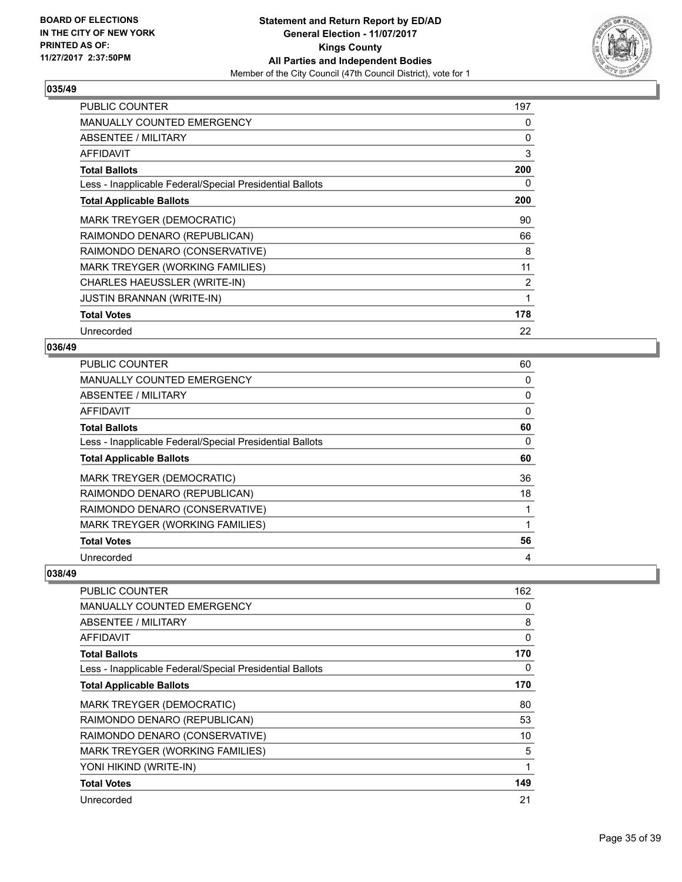**BOARD OF ELECTIONS IN THE CITY OF NEW YORK PRINTED AS OF: 11/27/2017 2:37:50PM**

**Statement and Return Report by ED/AD General Election - 11/07/2017 Kings County All Parties and Independent Bodies**
Member of the City Council (47th Council District), vote for 1

## 035/49

| | |
|---|---|
| PUBLIC COUNTER | 197 |
| MANUALLY COUNTED EMERGENCY | 0 |
| ABSENTEE / MILITARY | 0 |
| AFFIDAVIT | 3 |
| **Total Ballots** | **200** |
| Less - Inapplicable Federal/Special Presidential Ballots | 0 |
| **Total Applicable Ballots** | **200** |
| MARK TREYGER (DEMOCRATIC) | 90 |
| RAIMONDO DENARO (REPUBLICAN) | 66 |
| RAIMONDO DENARO (CONSERVATIVE) | 8 |
| MARK TREYGER (WORKING FAMILIES) | 11 |
| CHARLES HAEUSSLER (WRITE-IN) | 2 |
| JUSTIN BRANNAN (WRITE-IN) | 1 |
| **Total Votes** | **178** |
| Unrecorded | 22 |

## 036/49

| | |
|---|---|
| PUBLIC COUNTER | 60 |
| MANUALLY COUNTED EMERGENCY | 0 |
| ABSENTEE / MILITARY | 0 |
| AFFIDAVIT | 0 |
| **Total Ballots** | **60** |
| Less - Inapplicable Federal/Special Presidential Ballots | 0 |
| **Total Applicable Ballots** | **60** |
| MARK TREYGER (DEMOCRATIC) | 36 |
| RAIMONDO DENARO (REPUBLICAN) | 18 |
| RAIMONDO DENARO (CONSERVATIVE) | 1 |
| MARK TREYGER (WORKING FAMILIES) | 1 |
| **Total Votes** | **56** |
| Unrecorded | 4 |

## 038/49

| | |
|---|---|
| PUBLIC COUNTER | 162 |
| MANUALLY COUNTED EMERGENCY | 0 |
| ABSENTEE / MILITARY | 8 |
| AFFIDAVIT | 0 |
| **Total Ballots** | **170** |
| Less - Inapplicable Federal/Special Presidential Ballots | 0 |
| **Total Applicable Ballots** | **170** |
| MARK TREYGER (DEMOCRATIC) | 80 |
| RAIMONDO DENARO (REPUBLICAN) | 53 |
| RAIMONDO DENARO (CONSERVATIVE) | 10 |
| MARK TREYGER (WORKING FAMILIES) | 5 |
| YONI HIKIND (WRITE-IN) | 1 |
| **Total Votes** | **149** |
| Unrecorded | 21 |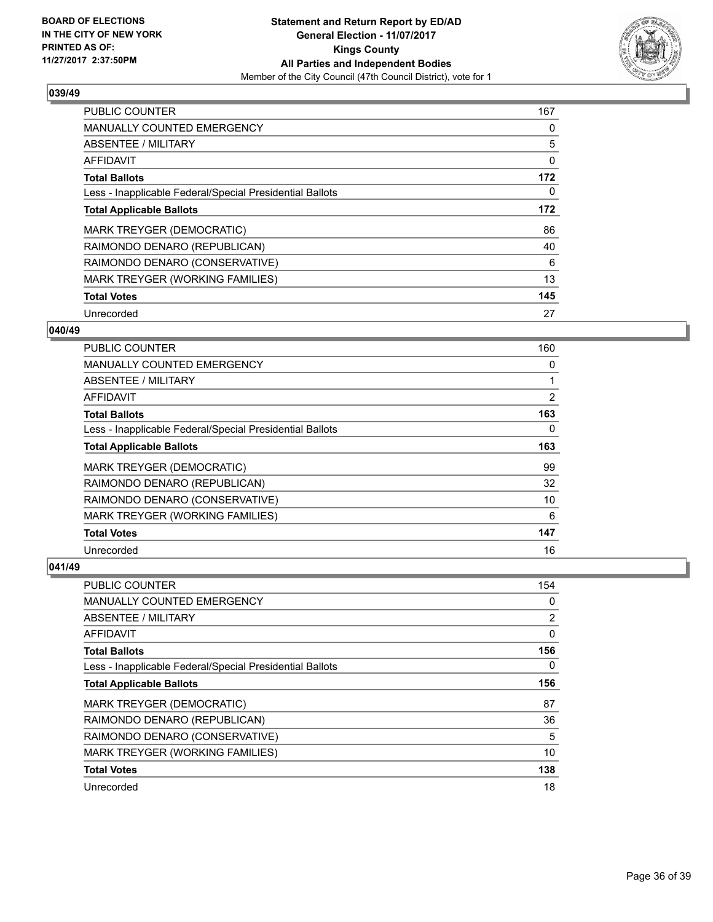BOARD OF ELECTIONS
IN THE CITY OF NEW YORK
PRINTED AS OF:
11/27/2017 2:37:50PM

**Statement and Return Report by ED/AD**
**General Election - 11/07/2017**
**Kings County**
**All Parties and Independent Bodies**
Member of the City Council (47th Council District), vote for 1

## 039/49

| | |
|---|---|
| PUBLIC COUNTER | 167 |
| MANUALLY COUNTED EMERGENCY | 0 |
| ABSENTEE / MILITARY | 5 |
| AFFIDAVIT | 0 |
| **Total Ballots** | **172** |
| Less - Inapplicable Federal/Special Presidential Ballots | 0 |
| **Total Applicable Ballots** | **172** |
| MARK TREYGER (DEMOCRATIC) | 86 |
| RAIMONDO DENARO (REPUBLICAN) | 40 |
| RAIMONDO DENARO (CONSERVATIVE) | 6 |
| MARK TREYGER (WORKING FAMILIES) | 13 |
| **Total Votes** | **145** |
| Unrecorded | 27 |

## 040/49

| | |
|---|---|
| PUBLIC COUNTER | 160 |
| MANUALLY COUNTED EMERGENCY | 0 |
| ABSENTEE / MILITARY | 1 |
| AFFIDAVIT | 2 |
| **Total Ballots** | **163** |
| Less - Inapplicable Federal/Special Presidential Ballots | 0 |
| **Total Applicable Ballots** | **163** |
| MARK TREYGER (DEMOCRATIC) | 99 |
| RAIMONDO DENARO (REPUBLICAN) | 32 |
| RAIMONDO DENARO (CONSERVATIVE) | 10 |
| MARK TREYGER (WORKING FAMILIES) | 6 |
| **Total Votes** | **147** |
| Unrecorded | 16 |

## 041/49

| | |
|---|---|
| PUBLIC COUNTER | 154 |
| MANUALLY COUNTED EMERGENCY | 0 |
| ABSENTEE / MILITARY | 2 |
| AFFIDAVIT | 0 |
| **Total Ballots** | **156** |
| Less - Inapplicable Federal/Special Presidential Ballots | 0 |
| **Total Applicable Ballots** | **156** |
| MARK TREYGER (DEMOCRATIC) | 87 |
| RAIMONDO DENARO (REPUBLICAN) | 36 |
| RAIMONDO DENARO (CONSERVATIVE) | 5 |
| MARK TREYGER (WORKING FAMILIES) | 10 |
| **Total Votes** | **138** |
| Unrecorded | 18 |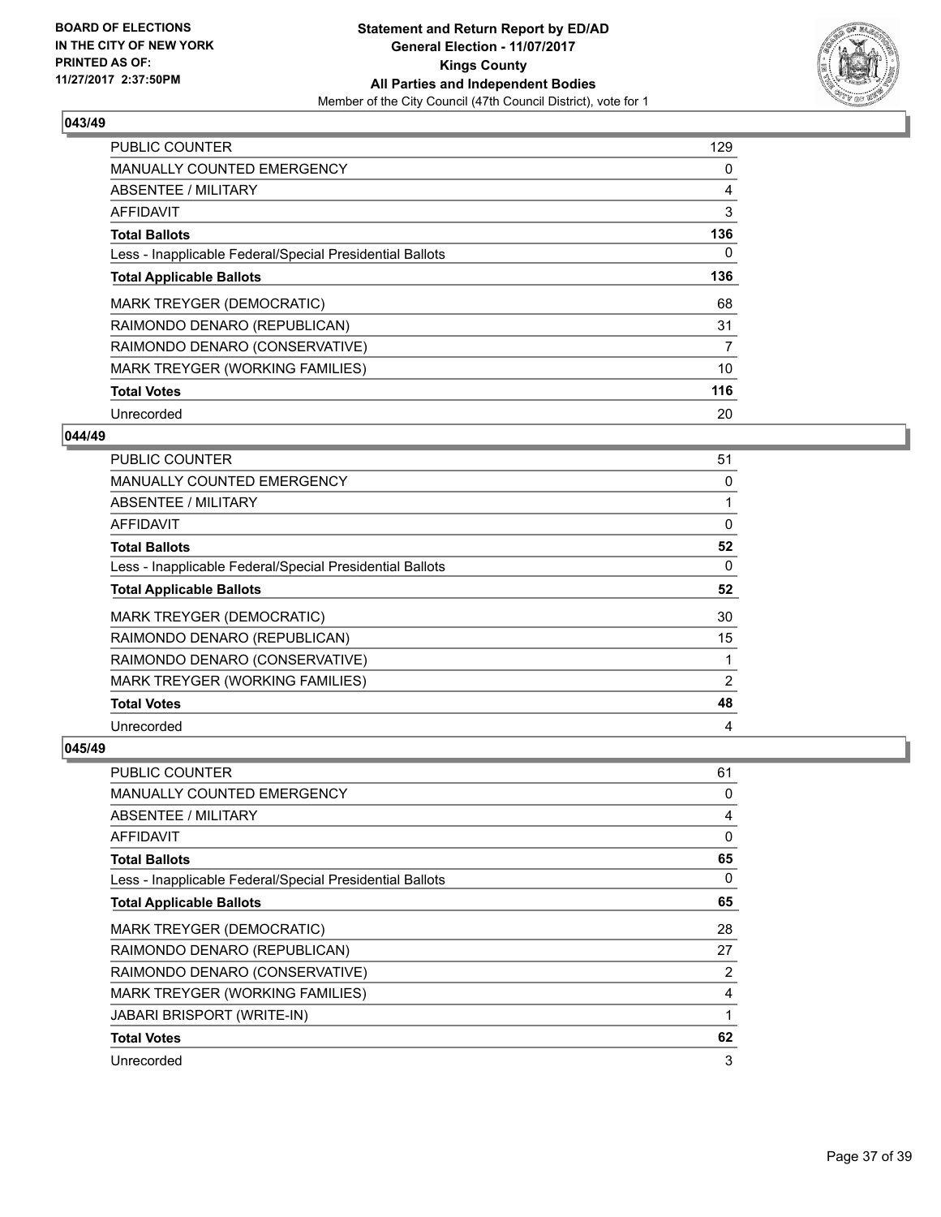**BOARD OF ELECTIONS IN THE CITY OF NEW YORK PRINTED AS OF: 11/27/2017 2:37:50PM**

**Statement and Return Report by ED/AD General Election - 11/07/2017 Kings County All Parties and Independent Bodies**
Member of the City Council (47th Council District), vote for 1

### 043/49

| | |
|---|---|
| PUBLIC COUNTER | 129 |
| MANUALLY COUNTED EMERGENCY | 0 |
| ABSENTEE / MILITARY | 4 |
| AFFIDAVIT | 3 |
| **Total Ballots** | **136** |
| Less - Inapplicable Federal/Special Presidential Ballots | 0 |
| **Total Applicable Ballots** | **136** |
| MARK TREYGER (DEMOCRATIC) | 68 |
| RAIMONDO DENARO (REPUBLICAN) | 31 |
| RAIMONDO DENARO (CONSERVATIVE) | 7 |
| MARK TREYGER (WORKING FAMILIES) | 10 |
| **Total Votes** | **116** |
| Unrecorded | 20 |

### 044/49

| | |
|---|---|
| PUBLIC COUNTER | 51 |
| MANUALLY COUNTED EMERGENCY | 0 |
| ABSENTEE / MILITARY | 1 |
| AFFIDAVIT | 0 |
| **Total Ballots** | **52** |
| Less - Inapplicable Federal/Special Presidential Ballots | 0 |
| **Total Applicable Ballots** | **52** |
| MARK TREYGER (DEMOCRATIC) | 30 |
| RAIMONDO DENARO (REPUBLICAN) | 15 |
| RAIMONDO DENARO (CONSERVATIVE) | 1 |
| MARK TREYGER (WORKING FAMILIES) | 2 |
| **Total Votes** | **48** |
| Unrecorded | 4 |

### 045/49

| | |
|---|---|
| PUBLIC COUNTER | 61 |
| MANUALLY COUNTED EMERGENCY | 0 |
| ABSENTEE / MILITARY | 4 |
| AFFIDAVIT | 0 |
| **Total Ballots** | **65** |
| Less - Inapplicable Federal/Special Presidential Ballots | 0 |
| **Total Applicable Ballots** | **65** |
| MARK TREYGER (DEMOCRATIC) | 28 |
| RAIMONDO DENARO (REPUBLICAN) | 27 |
| RAIMONDO DENARO (CONSERVATIVE) | 2 |
| MARK TREYGER (WORKING FAMILIES) | 4 |
| JABARI BRISPORT (WRITE-IN) | 1 |
| **Total Votes** | **62** |
| Unrecorded | 3 |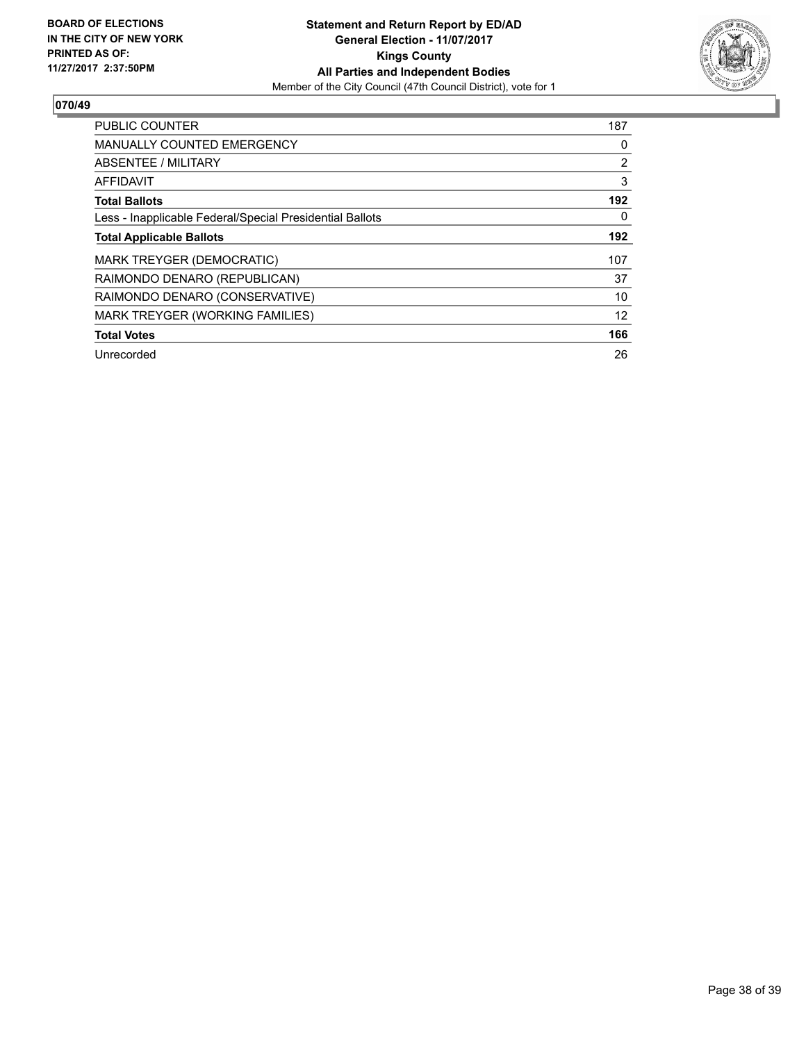**BOARD OF ELECTIONS IN THE CITY OF NEW YORK PRINTED AS OF: 11/27/2017 2:37:50PM**

**Statement and Return Report by ED/AD**
**General Election - 11/07/2017**
**Kings County**
**All Parties and Independent Bodies**
Member of the City Council (47th Council District), vote for 1

## 070/49

| | |
|---|---|
| PUBLIC COUNTER | 187 |
| MANUALLY COUNTED EMERGENCY | 0 |
| ABSENTEE / MILITARY | 2 |
| AFFIDAVIT | 3 |
| **Total Ballots** | **192** |
| Less - Inapplicable Federal/Special Presidential Ballots | 0 |
| **Total Applicable Ballots** | **192** |
| MARK TREYGER (DEMOCRATIC) | 107 |
| RAIMONDO DENARO (REPUBLICAN) | 37 |
| RAIMONDO DENARO (CONSERVATIVE) | 10 |
| MARK TREYGER (WORKING FAMILIES) | 12 |
| **Total Votes** | **166** |
| Unrecorded | 26 |